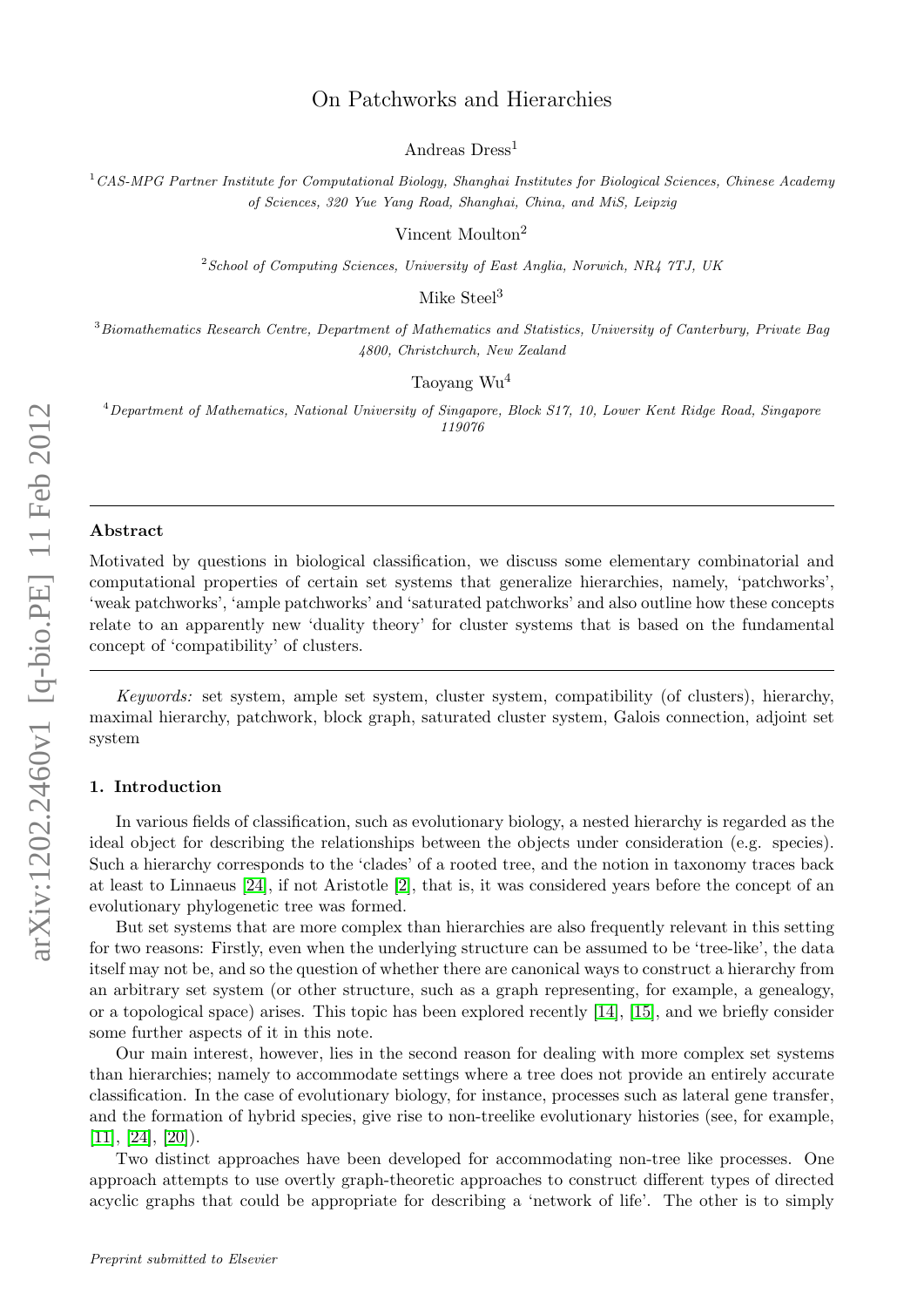# On Patchworks and Hierarchies

Andreas Dress[1]

[1] *CAS-MPG Partner Institute for Computational Biology, Shanghai Institutes for Biological Sciences, Chinese Academy of Sciences, 320 Yue Yang Road, Shanghai, China, and MiS, Leipzig*

Vincent Moulton[2]

[2] *School of Computing Sciences, University of East Anglia, Norwich, NR4 7TJ, UK*

Mike Steel[3]

[3] *Biomathematics Research Centre, Department of Mathematics and Statistics, University of Canterbury, Private Bag 4800, Christchurch, New Zealand*

Taoyang Wu[4]

[4] *Department of Mathematics, National University of Singapore, Block S17, 10, Lower Kent Ridge Road, Singapore 119076*

---

### Abstract

Motivated by questions in biological classification, we discuss some elementary combinatorial and computational properties of certain set systems that generalize hierarchies, namely, 'patchworks', 'weak patchworks', 'ample patchworks' and 'saturated patchworks' and also outline how these concepts relate to an apparently new 'duality theory' for cluster systems that is based on the fundamental concept of 'compatibility' of clusters.

---

*Keywords:* set system, ample set system, cluster system, compatibility (of clusters), hierarchy, maximal hierarchy, patchwork, block graph, saturated cluster system, Galois connection, adjoint set system

## 1. Introduction

In various fields of classification, such as evolutionary biology, a nested hierarchy is regarded as the ideal object for describing the relationships between the objects under consideration (e.g. species). Such a hierarchy corresponds to the 'clades' of a rooted tree, and the notion in taxonomy traces back at least to Linnaeus [24], if not Aristotle [2], that is, it was considered years before the concept of an evolutionary phylogenetic tree was formed.

But set systems that are more complex than hierarchies are also frequently relevant in this setting for two reasons: Firstly, even when the underlying structure can be assumed to be 'tree-like', the data itself may not be, and so the question of whether there are canonical ways to construct a hierarchy from an arbitrary set system (or other structure, such as a graph representing, for example, a genealogy, or a topological space) arises. This topic has been explored recently [14], [15], and we briefly consider some further aspects of it in this note.

Our main interest, however, lies in the second reason for dealing with more complex set systems than hierarchies; namely to accommodate settings where a tree does not provide an entirely accurate classification. In the case of evolutionary biology, for instance, processes such as lateral gene transfer, and the formation of hybrid species, give rise to non-treelike evolutionary histories (see, for example, [11], [24], [20]).

Two distinct approaches have been developed for accommodating non-tree like processes. One approach attempts to use overtly graph-theoretic approaches to construct different types of directed acyclic graphs that could be appropriate for describing a 'network of life'. The other is to simply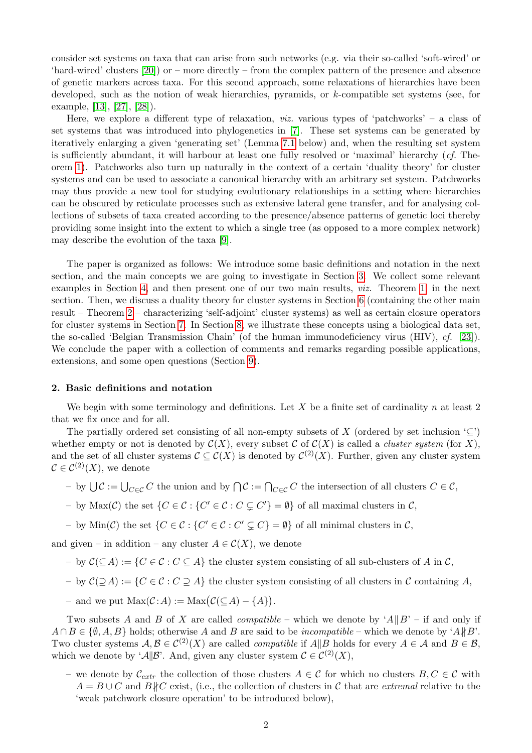consider set systems on taxa that can arise from such networks (e.g. via their so-called 'soft-wired' or 'hard-wired' clusters [20]) or – more directly – from the complex pattern of the presence and absence of genetic markers across taxa. For this second approach, some relaxations of hierarchies have been developed, such as the notion of weak hierarchies, pyramids, or $k$-compatible set systems (see, for example, [13], [27], [28]).

Here, we explore a different type of relaxation, *viz.* various types of 'patchworks' – a class of set systems that was introduced into phylogenetics in [7]. These set systems can be generated by iteratively enlarging a given 'generating set' (Lemma 7.1 below) and, when the resulting set system is sufficiently abundant, it will harbour at least one fully resolved or 'maximal' hierarchy (*cf.* Theorem 1). Patchworks also turn up naturally in the context of a certain 'duality theory' for cluster systems and can be used to associate a canonical hierarchy with an arbitrary set system. Patchworks may thus provide a new tool for studying evolutionary relationships in a setting where hierarchies can be obscured by reticulate processes such as extensive lateral gene transfer, and for analysing collections of subsets of taxa created according to the presence/absence patterns of genetic loci thereby providing some insight into the extent to which a single tree (as opposed to a more complex network) may describe the evolution of the taxa [9].

The paper is organized as follows: We introduce some basic definitions and notation in the next section, and the main concepts we are going to investigate in Section 3. We collect some relevant examples in Section 4, and then present one of our two main results, *viz.* Theorem 1, in the next section. Then, we discuss a duality theory for cluster systems in Section 6 (containing the other main result – Theorem 2 – characterizing 'self-adjoint' cluster systems) as well as certain closure operators for cluster systems in Section 7. In Section 8, we illustrate these concepts using a biological data set, the so-called 'Belgian Transmission Chain' (of the human immunodeficiency virus (HIV), *cf.* [23]). We conclude the paper with a collection of comments and remarks regarding possible applications, extensions, and some open questions (Section 9).

## 2. Basic definitions and notation

We begin with some terminology and definitions. Let $X$ be a finite set of cardinality $n$ at least 2 that we fix once and for all.

The partially ordered set consisting of all non-empty subsets of $X$ (ordered by set inclusion '$\subseteq$') whether empty or not is denoted by $\mathcal{C}(X)$, every subset $\mathcal{C}$ of $\mathcal{C}(X)$ is called a *cluster system* (for $X$), and the set of all cluster systems $\mathcal{C} \subseteq \mathcal{C}(X)$ is denoted by $\mathcal{C}^{(2)}(X)$. Further, given any cluster system $\mathcal{C} \in \mathcal{C}^{(2)}(X)$, we denote

- by $\bigcup \mathcal{C} := \bigcup_{C \in \mathcal{C}} C$ the union and by $\bigcap \mathcal{C} := \bigcap_{C \in \mathcal{C}} C$ the intersection of all clusters $C \in \mathcal{C}$,
- by $\mathrm{Max}(\mathcal{C})$ the set $\{C \in \mathcal{C} : \{C' \in \mathcal{C} : C \subsetneq C'\} = \emptyset\}$ of all maximal clusters in $\mathcal{C}$,
- by $\mathrm{Min}(\mathcal{C})$ the set $\{C \in \mathcal{C} : \{C' \in \mathcal{C} : C' \subsetneq C\} = \emptyset\}$ of all minimal clusters in $\mathcal{C}$,

and given – in addition – any cluster $A \in \mathcal{C}(X)$, we denote

- by $\mathcal{C}(\subseteq A) := \{C \in \mathcal{C} : C \subseteq A\}$ the cluster system consisting of all sub-clusters of $A$ in $\mathcal{C}$,
- by $\mathcal{C}(\supseteq A) := \{C \in \mathcal{C} : C \supseteq A\}$ the cluster system consisting of all clusters in $\mathcal{C}$ containing $A$,
- and we put $\mathrm{Max}(\mathcal{C}{:}A) := \mathrm{Max}\big(\mathcal{C}(\subseteq A) - \{A\}\big)$.

Two subsets $A$ and $B$ of $X$ are called *compatible* – which we denote by '$A\|B$' – if and only if $A \cap B \in \{\emptyset, A, B\}$ holds; otherwise $A$ and $B$ are said to be *incompatible* – which we denote by '$A \nparallel B$'. Two cluster systems $\mathcal{A}, \mathcal{B} \in \mathcal{C}^{(2)}(X)$ are called *compatible* if $A\|B$ holds for every $A \in \mathcal{A}$ and $B \in \mathcal{B}$, which we denote by '$\mathcal{A}\|\mathcal{B}$'. And, given any cluster system $\mathcal{C} \in \mathcal{C}^{(2)}(X)$,

- we denote by $\mathcal{C}_{extr}$ the collection of those clusters $A \in \mathcal{C}$ for which no clusters $B, C \in \mathcal{C}$ with $A = B \cup C$ and $B \nparallel C$ exist, (i.e., the collection of clusters in $\mathcal{C}$ that are *extremal* relative to the 'weak patchwork closure operation' to be introduced below),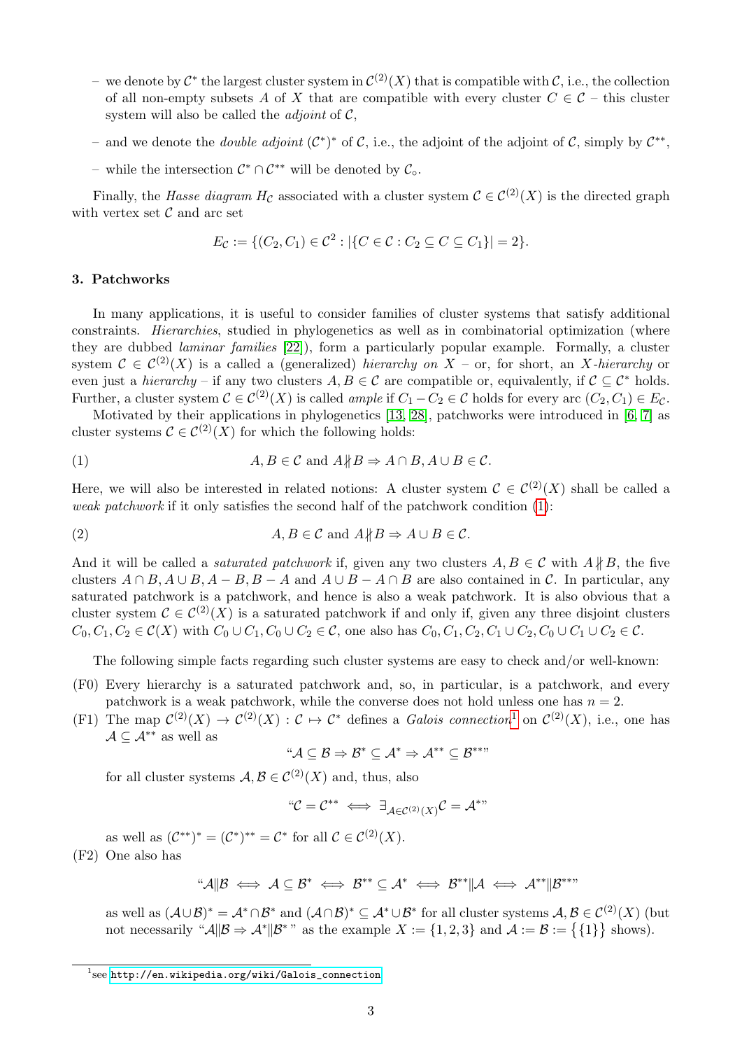– we denote by $\mathcal{C}^*$ the largest cluster system in $\mathcal{C}^{(2)}(X)$ that is compatible with $\mathcal{C}$, i.e., the collection of all non-empty subsets $A$ of $X$ that are compatible with every cluster $C \in \mathcal{C}$ – this cluster system will also be called the *adjoint* of $\mathcal{C}$,

– and we denote the *double adjoint* $(\mathcal{C}^*)^*$ of $\mathcal{C}$, i.e., the adjoint of the adjoint of $\mathcal{C}$, simply by $\mathcal{C}^{**}$,

– while the intersection $\mathcal{C}^* \cap \mathcal{C}^{**}$ will be denoted by $\mathcal{C}_\circ$.

Finally, the *Hasse diagram* $H_\mathcal{C}$ associated with a cluster system $\mathcal{C} \in \mathcal{C}^{(2)}(X)$ is the directed graph with vertex set $\mathcal{C}$ and arc set

$$E_\mathcal{C} := \{(C_2, C_1) \in \mathcal{C}^2 : |\{C \in \mathcal{C} : C_2 \subseteq C \subseteq C_1\}| = 2\}.$$

### 3. Patchworks

In many applications, it is useful to consider families of cluster systems that satisfy additional constraints. *Hierarchies*, studied in phylogenetics as well as in combinatorial optimization (where they are dubbed *laminar families* [22]), form a particularly popular example. Formally, a cluster system $\mathcal{C} \in \mathcal{C}^{(2)}(X)$ is a called a (generalized) *hierarchy on* $X$ – or, for short, an $X$*-hierarchy* or even just a *hierarchy* – if any two clusters $A, B \in \mathcal{C}$ are compatible or, equivalently, if $\mathcal{C} \subseteq \mathcal{C}^*$ holds. Further, a cluster system $\mathcal{C} \in \mathcal{C}^{(2)}(X)$ is called *ample* if $C_1 - C_2 \in \mathcal{C}$ holds for every arc $(C_2, C_1) \in E_\mathcal{C}$.

Motivated by their applications in phylogenetics [13, 28], patchworks were introduced in [6, 7] as cluster systems $\mathcal{C} \in \mathcal{C}^{(2)}(X)$ for which the following holds:

$$A, B \in \mathcal{C} \text{ and } A \not\parallel B \Rightarrow A \cap B, A \cup B \in \mathcal{C}. \tag{1}$$

Here, we will also be interested in related notions: A cluster system $\mathcal{C} \in \mathcal{C}^{(2)}(X)$ shall be called a *weak patchwork* if it only satisfies the second half of the patchwork condition (1):

$$A, B \in \mathcal{C} \text{ and } A \not\parallel B \Rightarrow A \cup B \in \mathcal{C}. \tag{2}$$

And it will be called a *saturated patchwork* if, given any two clusters $A, B \in \mathcal{C}$ with $A \not\parallel B$, the five clusters $A \cap B, A \cup B, A - B, B - A$ and $A \cup B - A \cap B$ are also contained in $\mathcal{C}$. In particular, any saturated patchwork is a patchwork, and hence is also a weak patchwork. It is also obvious that a cluster system $\mathcal{C} \in \mathcal{C}^{(2)}(X)$ is a saturated patchwork if and only if, given any three disjoint clusters $C_0, C_1, C_2 \in \mathcal{C}(X)$ with $C_0 \cup C_1, C_0 \cup C_2 \in \mathcal{C}$, one also has $C_0, C_1, C_2, C_1 \cup C_2, C_0 \cup C_1 \cup C_2 \in \mathcal{C}$.

The following simple facts regarding such cluster systems are easy to check and/or well-known:

(F0) Every hierarchy is a saturated patchwork and, so, in particular, is a patchwork, and every patchwork is a weak patchwork, while the converse does not hold unless one has $n = 2$.

(F1) The map $\mathcal{C}^{(2)}(X) \to \mathcal{C}^{(2)}(X) : \mathcal{C} \mapsto \mathcal{C}^*$ defines a *Galois connection*[1] on $\mathcal{C}^{(2)}(X)$, i.e., one has $\mathcal{A} \subseteq \mathcal{A}^{**}$ as well as

$$\text{“}\mathcal{A} \subseteq \mathcal{B} \Rightarrow \mathcal{B}^* \subseteq \mathcal{A}^* \Rightarrow \mathcal{A}^{**} \subseteq \mathcal{B}^{**}\text{”}$$

for all cluster systems $\mathcal{A}, \mathcal{B} \in \mathcal{C}^{(2)}(X)$ and, thus, also

$$\text{“}\mathcal{C} = \mathcal{C}^{**} \iff \exists_{\mathcal{A} \in \mathcal{C}^{(2)}(X)} \mathcal{C} = \mathcal{A}^*\text{”}$$

as well as $(\mathcal{C}^{**})^* = (\mathcal{C}^*)^{**} = \mathcal{C}^*$ for all $\mathcal{C} \in \mathcal{C}^{(2)}(X)$.

(F2) One also has

$$\text{“}\mathcal{A} \| \mathcal{B} \iff \mathcal{A} \subseteq \mathcal{B}^* \iff \mathcal{B}^{**} \subseteq \mathcal{A}^* \iff \mathcal{B}^{**} \| \mathcal{A} \iff \mathcal{A}^{**} \| \mathcal{B}^{**}\text{”}$$

as well as $(\mathcal{A} \cup \mathcal{B})^* = \mathcal{A}^* \cap \mathcal{B}^*$ and $(\mathcal{A} \cap \mathcal{B})^* \subseteq \mathcal{A}^* \cup \mathcal{B}^*$ for all cluster systems $\mathcal{A}, \mathcal{B} \in \mathcal{C}^{(2)}(X)$ (but not necessarily “$\mathcal{A} \| \mathcal{B} \Rightarrow \mathcal{A}^* \| \mathcal{B}^*$” as the example $X := \{1, 2, 3\}$ and $\mathcal{A} := \mathcal{B} := \{\{1\}\}$ shows).

[1] see http://en.wikipedia.org/wiki/Galois_connection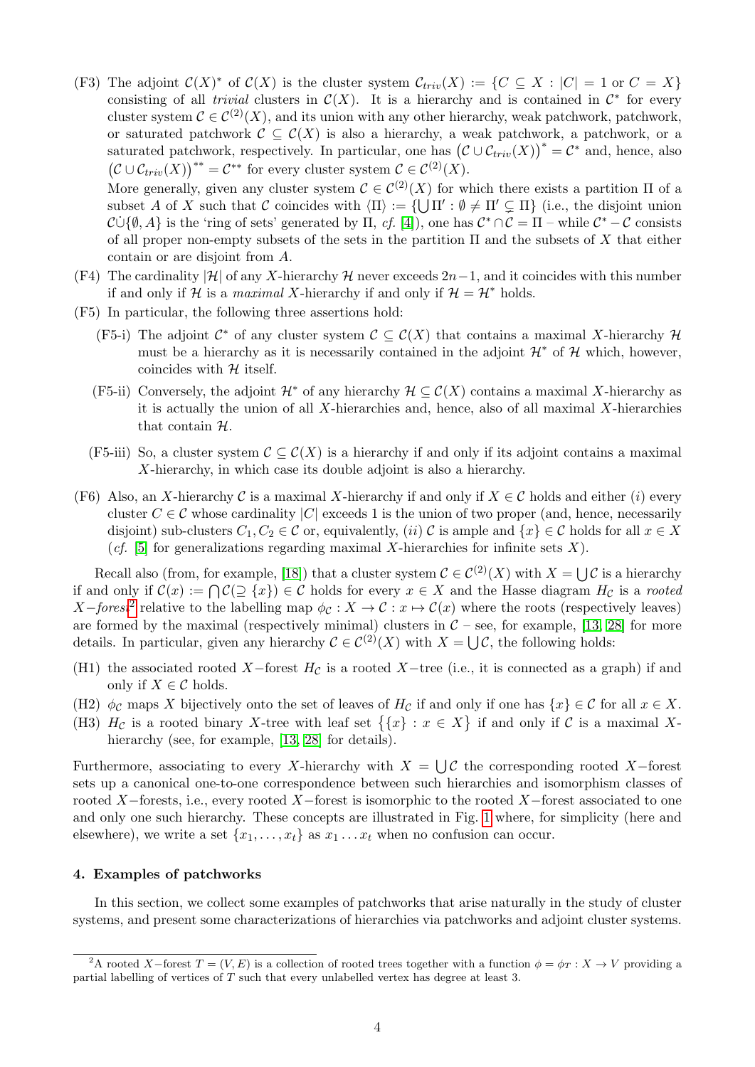(F3) The adjoint $\mathcal{C}(X)^*$ of $\mathcal{C}(X)$ is the cluster system $\mathcal{C}_{triv}(X) := \{C \subseteq X : |C| = 1 \text{ or } C = X\}$ consisting of all *trivial* clusters in $\mathcal{C}(X)$. It is a hierarchy and is contained in $\mathcal{C}^*$ for every cluster system $\mathcal{C} \in \mathcal{C}^{(2)}(X)$, and its union with any other hierarchy, weak patchwork, patchwork, or saturated patchwork $\mathcal{C} \subseteq \mathcal{C}(X)$ is also a hierarchy, a weak patchwork, a patchwork, or a saturated patchwork, respectively. In particular, one has $\big(\mathcal{C} \cup \mathcal{C}_{triv}(X)\big)^* = \mathcal{C}^*$ and, hence, also $\big(\mathcal{C} \cup \mathcal{C}_{triv}(X)\big)^{**} = \mathcal{C}^{**}$ for every cluster system $\mathcal{C} \in \mathcal{C}^{(2)}(X)$.

More generally, given any cluster system $\mathcal{C} \in \mathcal{C}^{(2)}(X)$ for which there exists a partition $\Pi$ of a subset $A$ of $X$ such that $\mathcal{C}$ coincides with $\langle \Pi \rangle := \{\bigcup \Pi' : \emptyset \neq \Pi' \subsetneq \Pi\}$ (i.e., the disjoint union $\mathcal{C} \dot\cup \{\emptyset, A\}$ is the 'ring of sets' generated by $\Pi$, *cf.* [4]), one has $\mathcal{C}^* \cap \mathcal{C} = \Pi$ – while $\mathcal{C}^* - \mathcal{C}$ consists of all proper non-empty subsets of the sets in the partition $\Pi$ and the subsets of $X$ that either contain or are disjoint from $A$.

(F4) The cardinality $|\mathcal{H}|$ of any $X$-hierarchy $\mathcal{H}$ never exceeds $2n-1$, and it coincides with this number if and only if $\mathcal{H}$ is a *maximal* $X$-hierarchy if and only if $\mathcal{H} = \mathcal{H}^*$ holds.

(F5) In particular, the following three assertions hold:

- (F5-i) The adjoint $\mathcal{C}^*$ of any cluster system $\mathcal{C} \subseteq \mathcal{C}(X)$ that contains a maximal $X$-hierarchy $\mathcal{H}$ must be a hierarchy as it is necessarily contained in the adjoint $\mathcal{H}^*$ of $\mathcal{H}$ which, however, coincides with $\mathcal{H}$ itself.
- (F5-ii) Conversely, the adjoint $\mathcal{H}^*$ of any hierarchy $\mathcal{H} \subseteq \mathcal{C}(X)$ contains a maximal $X$-hierarchy as it is actually the union of all $X$-hierarchies and, hence, also of all maximal $X$-hierarchies that contain $\mathcal{H}$.
- (F5-iii) So, a cluster system $\mathcal{C} \subseteq \mathcal{C}(X)$ is a hierarchy if and only if its adjoint contains a maximal $X$-hierarchy, in which case its double adjoint is also a hierarchy.

(F6) Also, an $X$-hierarchy $\mathcal{C}$ is a maximal $X$-hierarchy if and only if $X \in \mathcal{C}$ holds and either $(i)$ every cluster $C \in \mathcal{C}$ whose cardinality $|C|$ exceeds 1 is the union of two proper (and, hence, necessarily disjoint) sub-clusters $C_1, C_2 \in \mathcal{C}$ or, equivalently, $(ii)$ $\mathcal{C}$ is ample and $\{x\} \in \mathcal{C}$ holds for all $x \in X$ (*cf.* [5] for generalizations regarding maximal $X$-hierarchies for infinite sets $X$).

Recall also (from, for example, [18]) that a cluster system $\mathcal{C} \in \mathcal{C}^{(2)}(X)$ with $X = \bigcup \mathcal{C}$ is a hierarchy if and only if $\mathcal{C}(x) := \bigcap \mathcal{C}(\supseteq \{x\}) \in \mathcal{C}$ holds for every $x \in X$ and the Hasse diagram $H_\mathcal{C}$ is a *rooted* $X$*−forest*[2] relative to the labelling map $\phi_\mathcal{C} : X \to \mathcal{C} : x \mapsto \mathcal{C}(x)$ where the roots (respectively leaves) are formed by the maximal (respectively minimal) clusters in $\mathcal{C}$ – see, for example, [13, 28] for more details. In particular, given any hierarchy $\mathcal{C} \in \mathcal{C}^{(2)}(X)$ with $X = \bigcup \mathcal{C}$, the following holds:

(H1) the associated rooted $X-$forest $H_\mathcal{C}$ is a rooted $X-$tree (i.e., it is connected as a graph) if and only if $X \in \mathcal{C}$ holds.

(H2) $\phi_\mathcal{C}$ maps $X$ bijectively onto the set of leaves of $H_\mathcal{C}$ if and only if one has $\{x\} \in \mathcal{C}$ for all $x \in X$.

(H3) $H_\mathcal{C}$ is a rooted binary $X$-tree with leaf set $\{\{x\} : x \in X\}$ if and only if $\mathcal{C}$ is a maximal $X$-hierarchy (see, for example, [13, 28] for details).

Furthermore, associating to every $X$-hierarchy with $X = \bigcup \mathcal{C}$ the corresponding rooted $X-$forest sets up a canonical one-to-one correspondence between such hierarchies and isomorphism classes of rooted $X-$forests, i.e., every rooted $X-$forest is isomorphic to the rooted $X-$forest associated to one and only one such hierarchy. These concepts are illustrated in Fig. 1 where, for simplicity (here and elsewhere), we write a set $\{x_1, \ldots, x_t\}$ as $x_1 \ldots x_t$ when no confusion can occur.

### 4. Examples of patchworks

In this section, we collect some examples of patchworks that arise naturally in the study of cluster systems, and present some characterizations of hierarchies via patchworks and adjoint cluster systems.

---

[2] A rooted $X-$forest $T = (V, E)$ is a collection of rooted trees together with a function $\phi = \phi_T : X \to V$ providing a partial labelling of vertices of $T$ such that every unlabelled vertex has degree at least 3.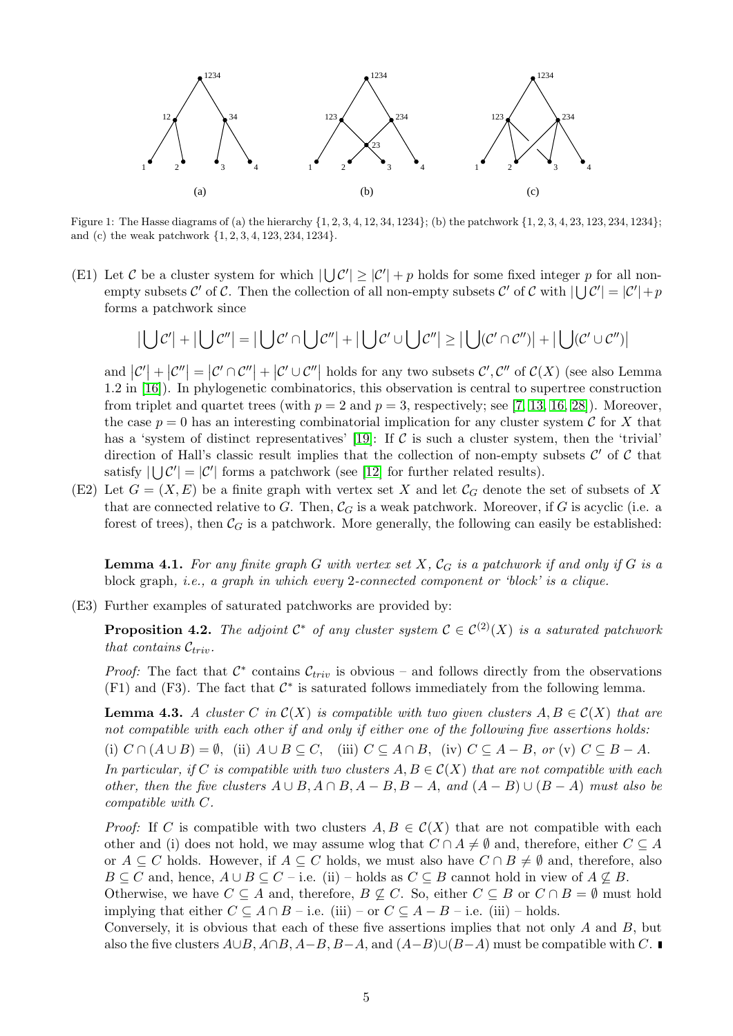Figure 1: The Hasse diagrams of (a) the hierarchy $\{1, 2, 3, 4, 12, 34, 1234\}$; (b) the patchwork $\{1, 2, 3, 4, 23, 123, 234, 1234\}$; and (c) the weak patchwork $\{1, 2, 3, 4, 123, 234, 1234\}$.

(E1) Let $\mathcal{C}$ be a cluster system for which $|\bigcup \mathcal{C}'| \geq |\mathcal{C}'| + p$ holds for some fixed integer $p$ for all non-empty subsets $\mathcal{C}'$ of $\mathcal{C}$. Then the collection of all non-empty subsets $\mathcal{C}'$ of $\mathcal{C}$ with $|\bigcup \mathcal{C}'| = |\mathcal{C}'| + p$ forms a patchwork since

$$\left|\bigcup \mathcal{C}'\right| + \left|\bigcup \mathcal{C}''\right| = \left|\bigcup \mathcal{C}' \cap \bigcup \mathcal{C}''\right| + \left|\bigcup \mathcal{C}' \cup \bigcup \mathcal{C}''\right| \geq \left|\bigcup (\mathcal{C}' \cap \mathcal{C}'')\right| + \left|\bigcup (\mathcal{C}' \cup \mathcal{C}'')\right|$$

and $|\mathcal{C}'| + |\mathcal{C}''| = |\mathcal{C}' \cap \mathcal{C}''| + |\mathcal{C}' \cup \mathcal{C}''|$ holds for any two subsets $\mathcal{C}', \mathcal{C}''$ of $\mathcal{C}(X)$ (see also Lemma 1.2 in [16]). In phylogenetic combinatorics, this observation is central to supertree construction from triplet and quartet trees (with $p = 2$ and $p = 3$, respectively; see [7, 13, 16, 28]). Moreover, the case $p = 0$ has an interesting combinatorial implication for any cluster system $\mathcal{C}$ for $X$ that has a 'system of distinct representatives' [19]: If $\mathcal{C}$ is such a cluster system, then the 'trivial' direction of Hall's classic result implies that the collection of non-empty subsets $\mathcal{C}'$ of $\mathcal{C}$ that satisfy $|\bigcup \mathcal{C}'| = |\mathcal{C}'|$ forms a patchwork (see [12] for further related results).

(E2) Let $G = (X, E)$ be a finite graph with vertex set $X$ and let $\mathcal{C}_G$ denote the set of subsets of $X$ that are connected relative to $G$. Then, $\mathcal{C}_G$ is a weak patchwork. Moreover, if $G$ is acyclic (i.e. a forest of trees), then $\mathcal{C}_G$ is a patchwork. More generally, the following can easily be established:

**Lemma 4.1.** *For any finite graph $G$ with vertex set $X$, $\mathcal{C}_G$ is a patchwork if and only if $G$ is a* block graph*, i.e., a graph in which every 2-connected component or 'block' is a clique.*

(E3) Further examples of saturated patchworks are provided by:

**Proposition 4.2.** *The adjoint $\mathcal{C}^*$ of any cluster system $\mathcal{C} \in \mathcal{C}^{(2)}(X)$ is a saturated patchwork that contains $\mathcal{C}_{triv}$.*

*Proof:* The fact that $\mathcal{C}^*$ contains $\mathcal{C}_{triv}$ is obvious – and follows directly from the observations (F1) and (F3). The fact that $\mathcal{C}^*$ is saturated follows immediately from the following lemma.

**Lemma 4.3.** *A cluster $C$ in $\mathcal{C}(X)$ is compatible with two given clusters $A, B \in \mathcal{C}(X)$ that are not compatible with each other if and only if either one of the following five assertions holds:*

(i) $C \cap (A \cup B) = \emptyset$, (ii) $A \cup B \subseteq C$, (iii) $C \subseteq A \cap B$, (iv) $C \subseteq A - B$, *or* (v) $C \subseteq B - A$.

*In particular, if $C$ is compatible with two clusters $A, B \in \mathcal{C}(X)$ that are not compatible with each other, then the five clusters $A \cup B, A \cap B, A - B, B - A$, and $(A - B) \cup (B - A)$ must also be compatible with $C$.*

*Proof:* If $C$ is compatible with two clusters $A, B \in \mathcal{C}(X)$ that are not compatible with each other and (i) does not hold, we may assume wlog that $C \cap A \neq \emptyset$ and, therefore, either $C \subseteq A$ or $A \subseteq C$ holds. However, if $A \subseteq C$ holds, we must also have $C \cap B \neq \emptyset$ and, therefore, also $B \subseteq C$ and, hence, $A \cup B \subseteq C$ – i.e. (ii) – holds as $C \subseteq B$ cannot hold in view of $A \not\subseteq B$.
Otherwise, we have $C \subseteq A$ and, therefore, $B \not\subseteq C$. So, either $C \subseteq B$ or $C \cap B = \emptyset$ must hold implying that either $C \subseteq A \cap B$ – i.e. (iii) – or $C \subseteq A - B$ – i.e. (iii) – holds.
Conversely, it is obvious that each of these five assertions implies that not only $A$ and $B$, but also the five clusters $A \cup B, A \cap B, A - B, B - A$, and $(A - B) \cup (B - A)$ must be compatible with $C$. ∎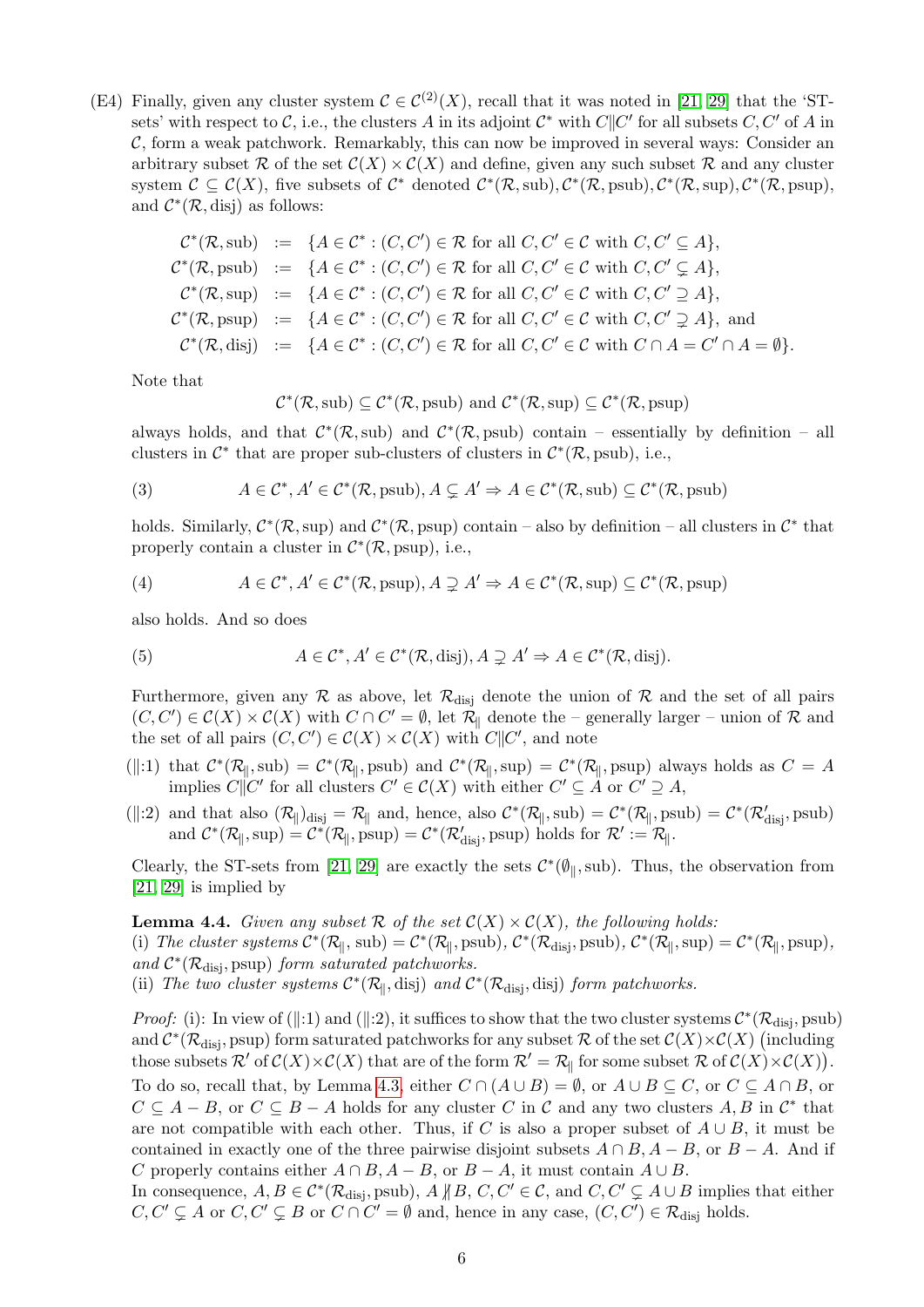(E4) Finally, given any cluster system $\mathcal{C} \in \mathcal{C}^{(2)}(X)$, recall that it was noted in [21, 29] that the 'ST-sets' with respect to $\mathcal{C}$, i.e., the clusters $A$ in its adjoint $\mathcal{C}^*$ with $C \| C'$ for all subsets $C, C'$ of $A$ in $\mathcal{C}$, form a weak patchwork. Remarkably, this can now be improved in several ways: Consider an arbitrary subset $\mathcal{R}$ of the set $\mathcal{C}(X) \times \mathcal{C}(X)$ and define, given any such subset $\mathcal{R}$ and any cluster system $\mathcal{C} \subseteq \mathcal{C}(X)$, five subsets of $\mathcal{C}^*$ denoted $\mathcal{C}^*(\mathcal{R}, \text{sub}), \mathcal{C}^*(\mathcal{R}, \text{psub}), \mathcal{C}^*(\mathcal{R}, \text{sup}), \mathcal{C}^*(\mathcal{R}, \text{psup})$, and $\mathcal{C}^*(\mathcal{R}, \text{disj})$ as follows:

$$
\begin{aligned}
\mathcal{C}^*(\mathcal{R}, \text{sub}) &:= \{A \in \mathcal{C}^* : (C, C') \in \mathcal{R} \text{ for all } C, C' \in \mathcal{C} \text{ with } C, C' \subseteq A\}, \\
\mathcal{C}^*(\mathcal{R}, \text{psub}) &:= \{A \in \mathcal{C}^* : (C, C') \in \mathcal{R} \text{ for all } C, C' \in \mathcal{C} \text{ with } C, C' \subsetneq A\}, \\
\mathcal{C}^*(\mathcal{R}, \text{sup}) &:= \{A \in \mathcal{C}^* : (C, C') \in \mathcal{R} \text{ for all } C, C' \in \mathcal{C} \text{ with } C, C' \supseteq A\}, \\
\mathcal{C}^*(\mathcal{R}, \text{psup}) &:= \{A \in \mathcal{C}^* : (C, C') \in \mathcal{R} \text{ for all } C, C' \in \mathcal{C} \text{ with } C, C' \supsetneq A\}, \text{ and} \\
\mathcal{C}^*(\mathcal{R}, \text{disj}) &:= \{A \in \mathcal{C}^* : (C, C') \in \mathcal{R} \text{ for all } C, C' \in \mathcal{C} \text{ with } C \cap A = C' \cap A = \emptyset\}.
\end{aligned}
$$

Note that

$$\mathcal{C}^*(\mathcal{R}, \text{sub}) \subseteq \mathcal{C}^*(\mathcal{R}, \text{psub}) \text{ and } \mathcal{C}^*(\mathcal{R}, \text{sup}) \subseteq \mathcal{C}^*(\mathcal{R}, \text{psup})$$

always holds, and that $\mathcal{C}^*(\mathcal{R}, \text{sub})$ and $\mathcal{C}^*(\mathcal{R}, \text{psub})$ contain – essentially by definition – all clusters in $\mathcal{C}^*$ that are proper sub-clusters of clusters in $\mathcal{C}^*(\mathcal{R}, \text{psub})$, i.e.,

$$A \in \mathcal{C}^*, A' \in \mathcal{C}^*(\mathcal{R}, \text{psub}), A \subsetneq A' \Rightarrow A \in \mathcal{C}^*(\mathcal{R}, \text{sub}) \subseteq \mathcal{C}^*(\mathcal{R}, \text{psub}) \tag{3}$$

holds. Similarly, $\mathcal{C}^*(\mathcal{R}, \text{sup})$ and $\mathcal{C}^*(\mathcal{R}, \text{psup})$ contain – also by definition – all clusters in $\mathcal{C}^*$ that properly contain a cluster in $\mathcal{C}^*(\mathcal{R}, \text{psup})$, i.e.,

$$A \in \mathcal{C}^*, A' \in \mathcal{C}^*(\mathcal{R}, \text{psup}), A \supsetneq A' \Rightarrow A \in \mathcal{C}^*(\mathcal{R}, \text{sup}) \subseteq \mathcal{C}^*(\mathcal{R}, \text{psup}) \tag{4}$$

also holds. And so does

$$A \in \mathcal{C}^*, A' \in \mathcal{C}^*(\mathcal{R}, \text{disj}), A \supsetneq A' \Rightarrow A \in \mathcal{C}^*(\mathcal{R}, \text{disj}). \tag{5}$$

Furthermore, given any $\mathcal{R}$ as above, let $\mathcal{R}_{\text{disj}}$ denote the union of $\mathcal{R}$ and the set of all pairs $(C, C') \in \mathcal{C}(X) \times \mathcal{C}(X)$ with $C \cap C' = \emptyset$, let $\mathcal{R}_{\|}$ denote the – generally larger – union of $\mathcal{R}$ and the set of all pairs $(C, C') \in \mathcal{C}(X) \times \mathcal{C}(X)$ with $C \| C'$, and note

($\|$:1) that $\mathcal{C}^*(\mathcal{R}_{\|}, \text{sub}) = \mathcal{C}^*(\mathcal{R}_{\|}, \text{psub})$ and $\mathcal{C}^*(\mathcal{R}_{\|}, \text{sup}) = \mathcal{C}^*(\mathcal{R}_{\|}, \text{psup})$ always holds as $C = A$ implies $C \| C'$ for all clusters $C' \in \mathcal{C}(X)$ with either $C' \subseteq A$ or $C' \supseteq A$,

($\|$:2) and that also $(\mathcal{R}_{\|})_{\text{disj}} = \mathcal{R}_{\|}$ and, hence, also $\mathcal{C}^*(\mathcal{R}_{\|}, \text{sub}) = \mathcal{C}^*(\mathcal{R}_{\|}, \text{psub}) = \mathcal{C}^*(\mathcal{R}'_{\text{disj}}, \text{psub})$ and $\mathcal{C}^*(\mathcal{R}_{\|}, \text{sup}) = \mathcal{C}^*(\mathcal{R}_{\|}, \text{psup}) = \mathcal{C}^*(\mathcal{R}'_{\text{disj}}, \text{psup})$ holds for $\mathcal{R}' := \mathcal{R}_{\|}$.

Clearly, the ST-sets from [21, 29] are exactly the sets $\mathcal{C}^*(\emptyset_{\|}, \text{sub})$. Thus, the observation from [21, 29] is implied by

**Lemma 4.4.** *Given any subset $\mathcal{R}$ of the set $\mathcal{C}(X) \times \mathcal{C}(X)$, the following holds:*
*(i) The cluster systems $\mathcal{C}^*(\mathcal{R}_{\|}, \text{sub}) = \mathcal{C}^*(\mathcal{R}_{\|}, \text{psub})$, $\mathcal{C}^*(\mathcal{R}_{\text{disj}}, \text{psub})$, $\mathcal{C}^*(\mathcal{R}_{\|}, \text{sup}) = \mathcal{C}^*(\mathcal{R}_{\|}, \text{psup})$, and $\mathcal{C}^*(\mathcal{R}_{\text{disj}}, \text{psup})$ form saturated patchworks.*
*(ii) The two cluster systems $\mathcal{C}^*(\mathcal{R}_{\|}, \text{disj})$ and $\mathcal{C}^*(\mathcal{R}_{\text{disj}}, \text{disj})$ form patchworks.*

*Proof:* (i): In view of ($\|$:1) and ($\|$:2), it suffices to show that the two cluster systems $\mathcal{C}^*(\mathcal{R}_{\text{disj}}, \text{psub})$ and $\mathcal{C}^*(\mathcal{R}_{\text{disj}}, \text{psup})$ form saturated patchworks for any subset $\mathcal{R}$ of the set $\mathcal{C}(X) \times \mathcal{C}(X)$ (including those subsets $\mathcal{R}'$ of $\mathcal{C}(X) \times \mathcal{C}(X)$ that are of the form $\mathcal{R}' = \mathcal{R}_{\|}$ for some subset $\mathcal{R}$ of $\mathcal{C}(X) \times \mathcal{C}(X)$).
To do so, recall that, by Lemma 4.3, either $C \cap (A \cup B) = \emptyset$, or $A \cup B \subseteq C$, or $C \subseteq A \cap B$, or $C \subseteq A - B$, or $C \subseteq B - A$ holds for any cluster $C$ in $\mathcal{C}$ and any two clusters $A, B$ in $\mathcal{C}^*$ that are not compatible with each other. Thus, if $C$ is also a proper subset of $A \cup B$, it must be contained in exactly one of the three pairwise disjoint subsets $A \cap B, A - B$, or $B - A$. And if $C$ properly contains either $A \cap B, A - B$, or $B - A$, it must contain $A \cup B$.
In consequence, $A, B \in \mathcal{C}^*(\mathcal{R}_{\text{disj}}, \text{psub})$, $A \not\| B$, $C, C' \in \mathcal{C}$, and $C, C' \subsetneq A \cup B$ implies that either $C, C' \subsetneq A$ or $C, C' \subsetneq B$ or $C \cap C' = \emptyset$ and, hence in any case, $(C, C') \in \mathcal{R}_{\text{disj}}$ holds.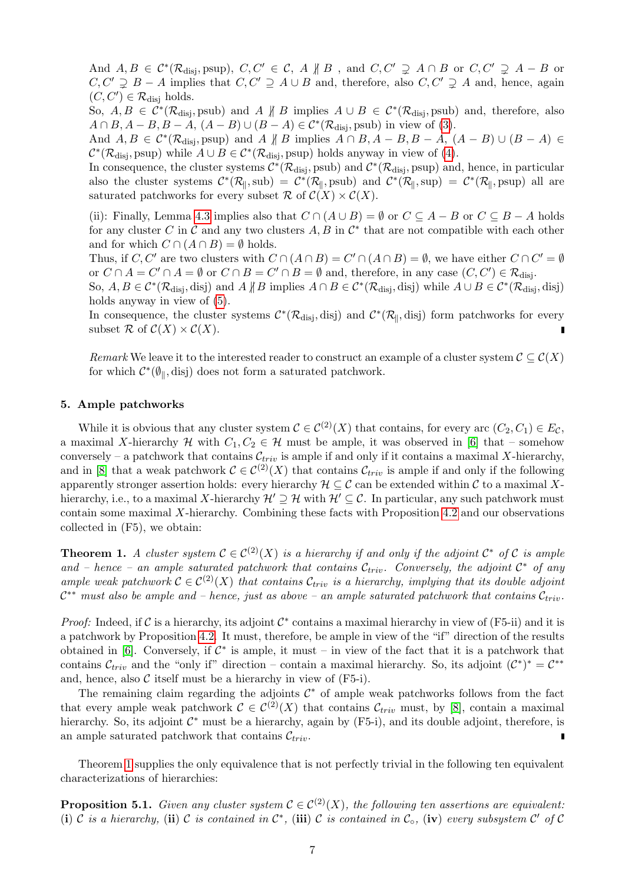And $A, B \in \mathcal{C}^*(\mathcal{R}_{\rm disj}, {\rm psup})$, $C, C' \in \mathcal{C}$, $A \not\parallel B$ , and $C, C' \supsetneq A \cap B$ or $C, C' \supsetneq A - B$ or $C, C' \supsetneq B - A$ implies that $C, C' \supseteq A \cup B$ and, therefore, also $C, C' \supsetneq A$ and, hence, again $(C, C') \in \mathcal{R}_{\rm disj}$ holds.

So, $A, B \in \mathcal{C}^*(\mathcal{R}_{\rm disj}, {\rm psub})$ and $A \not\parallel B$ implies $A \cup B \in \mathcal{C}^*(\mathcal{R}_{\rm disj}, {\rm psub})$ and, therefore, also $A \cap B, A - B, B - A, (A - B) \cup (B - A) \in \mathcal{C}^*(\mathcal{R}_{\rm disj}, {\rm psub})$ in view of (3).

And $A, B \in \mathcal{C}^*(\mathcal{R}_{\rm disj}, {\rm psup})$ and $A \not\parallel B$ implies $A \cap B, A - B, B - A, (A - B) \cup (B - A) \in \mathcal{C}^*(\mathcal{R}_{\rm disj}, {\rm psup})$ while $A \cup B \in \mathcal{C}^*(\mathcal{R}_{\rm disj}, {\rm psup})$ holds anyway in view of (4).

In consequence, the cluster systems $\mathcal{C}^*(\mathcal{R}_{\rm disj}, {\rm psub})$ and $\mathcal{C}^*(\mathcal{R}_{\rm disj}, {\rm psup})$ and, hence, in particular also the cluster systems $\mathcal{C}^*(\mathcal{R}_{\parallel}, {\rm sub}) = \mathcal{C}^*(\mathcal{R}_{\parallel}, {\rm psub})$ and $\mathcal{C}^*(\mathcal{R}_{\parallel}, {\rm sup}) = \mathcal{C}^*(\mathcal{R}_{\parallel}, {\rm psup})$ all are saturated patchworks for every subset $\mathcal{R}$ of $\mathcal{C}(X) \times \mathcal{C}(X)$.

(ii): Finally, Lemma 4.3 implies also that $C \cap (A \cup B) = \emptyset$ or $C \subseteq A - B$ or $C \subseteq B - A$ holds for any cluster $C$ in $\mathcal{C}$ and any two clusters $A, B$ in $\mathcal{C}^*$ that are not compatible with each other and for which $C \cap (A \cap B) = \emptyset$ holds.

Thus, if $C, C'$ are two clusters with $C \cap (A \cap B) = C' \cap (A \cap B) = \emptyset$, we have either $C \cap C' = \emptyset$ or $C \cap A = C' \cap A = \emptyset$ or $C \cap B = C' \cap B = \emptyset$ and, therefore, in any case $(C, C') \in \mathcal{R}_{\rm disj}$.

So, $A, B \in \mathcal{C}^*(\mathcal{R}_{\rm disj}, {\rm disj})$ and $A \not\parallel B$ implies $A \cap B \in \mathcal{C}^*(\mathcal{R}_{\rm disj}, {\rm disj})$ while $A \cup B \in \mathcal{C}^*(\mathcal{R}_{\rm disj}, {\rm disj})$ holds anyway in view of (5).

In consequence, the cluster systems $\mathcal{C}^*(\mathcal{R}_{\rm disj}, {\rm disj})$ and $\mathcal{C}^*(\mathcal{R}_{\parallel}, {\rm disj})$ form patchworks for every subset $\mathcal{R}$ of $\mathcal{C}(X) \times \mathcal{C}(X)$. ∎

*Remark* We leave it to the interested reader to construct an example of a cluster system $\mathcal{C} \subseteq \mathcal{C}(X)$ for which $\mathcal{C}^*(\emptyset_{\parallel}, {\rm disj})$ does not form a saturated patchwork.

## 5. Ample patchworks

While it is obvious that any cluster system $\mathcal{C} \in \mathcal{C}^{(2)}(X)$ that contains, for every arc $(C_2, C_1) \in E_{\mathcal{C}}$, a maximal $X$-hierarchy $\mathcal{H}$ with $C_1, C_2 \in \mathcal{H}$ must be ample, it was observed in [6] that – somehow conversely – a patchwork that contains $\mathcal{C}_{triv}$ is ample if and only if it contains a maximal $X$-hierarchy, and in [8] that a weak patchwork $\mathcal{C} \in \mathcal{C}^{(2)}(X)$ that contains $\mathcal{C}_{triv}$ is ample if and only if the following apparently stronger assertion holds: every hierarchy $\mathcal{H} \subseteq \mathcal{C}$ can be extended within $\mathcal{C}$ to a maximal $X$-hierarchy, i.e., to a maximal $X$-hierarchy $\mathcal{H}' \supseteq \mathcal{H}$ with $\mathcal{H}' \subseteq \mathcal{C}$. In particular, any such patchwork must contain some maximal $X$-hierarchy. Combining these facts with Proposition 4.2 and our observations collected in (F5), we obtain:

**Theorem 1.** *A cluster system $\mathcal{C} \in \mathcal{C}^{(2)}(X)$ is a hierarchy if and only if the adjoint $\mathcal{C}^*$ of $\mathcal{C}$ is ample and – hence – an ample saturated patchwork that contains $\mathcal{C}_{triv}$. Conversely, the adjoint $\mathcal{C}^*$ of any ample weak patchwork $\mathcal{C} \in \mathcal{C}^{(2)}(X)$ that contains $\mathcal{C}_{triv}$ is a hierarchy, implying that its double adjoint $\mathcal{C}^{**}$ must also be ample and – hence, just as above – an ample saturated patchwork that contains $\mathcal{C}_{triv}$.*

*Proof:* Indeed, if $\mathcal{C}$ is a hierarchy, its adjoint $\mathcal{C}^*$ contains a maximal hierarchy in view of (F5-ii) and it is a patchwork by Proposition 4.2. It must, therefore, be ample in view of the "if" direction of the results obtained in [6]. Conversely, if $\mathcal{C}^*$ is ample, it must – in view of the fact that it is a patchwork that contains $\mathcal{C}_{triv}$ and the "only if" direction – contain a maximal hierarchy. So, its adjoint $(\mathcal{C}^*)^* = \mathcal{C}^{**}$ and, hence, also $\mathcal{C}$ itself must be a hierarchy in view of (F5-i).

The remaining claim regarding the adjoints $\mathcal{C}^*$ of ample weak patchworks follows from the fact that every ample weak patchwork $\mathcal{C} \in \mathcal{C}^{(2)}(X)$ that contains $\mathcal{C}_{triv}$ must, by [8], contain a maximal hierarchy. So, its adjoint $\mathcal{C}^*$ must be a hierarchy, again by (F5-i), and its double adjoint, therefore, is an ample saturated patchwork that contains $\mathcal{C}_{triv}$. ∎

Theorem 1 supplies the only equivalence that is not perfectly trivial in the following ten equivalent characterizations of hierarchies:

**Proposition 5.1.** *Given any cluster system $\mathcal{C} \in \mathcal{C}^{(2)}(X)$, the following ten assertions are equivalent:* (**i**) *$\mathcal{C}$ is a hierarchy,* (**ii**) *$\mathcal{C}$ is contained in $\mathcal{C}^*$,* (**iii**) *$\mathcal{C}$ is contained in $\mathcal{C}_\circ$,* (**iv**) *every subsystem $\mathcal{C}'$ of $\mathcal{C}$*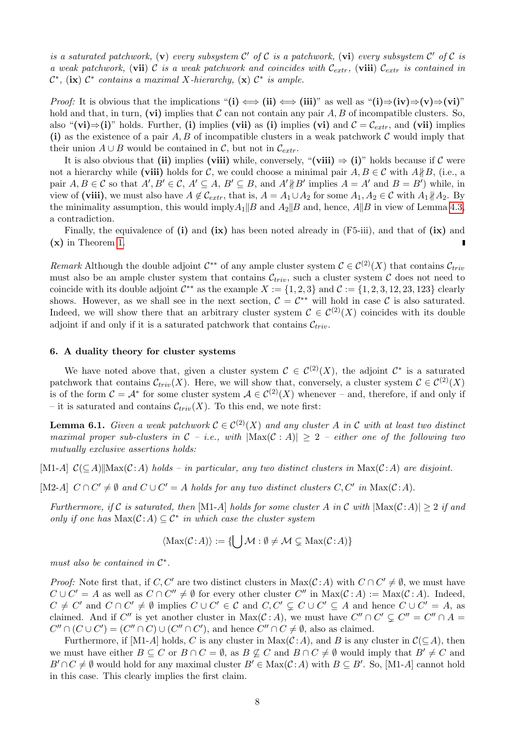*is a saturated patchwork,* (**v**) *every subsystem $\mathcal{C}'$ of $\mathcal{C}$ is a patchwork,* (**vi**) *every subsystem $\mathcal{C}'$ of $\mathcal{C}$ is a weak patchwork,* (**vii**) *$\mathcal{C}$ is a weak patchwork and coincides with $\mathcal{C}_{extr}$,* (**viii**) *$\mathcal{C}_{extr}$ is contained in $\mathcal{C}^*$,* (**ix**) *$\mathcal{C}^*$ contains a maximal $X$-hierarchy,* (**x**) *$\mathcal{C}^*$ is ample.*

*Proof:* It is obvious that the implications "(**i**) $\iff$ (**ii**) $\iff$ (**iii**)" as well as "(**i**)$\Rightarrow$(**iv**)$\Rightarrow$(**v**)$\Rightarrow$(**vi**)" hold and that, in turn, (**vi**) implies that $\mathcal{C}$ can not contain any pair $A, B$ of incompatible clusters. So, also "(**vi**)$\Rightarrow$(**i**)" holds. Further, (**i**) implies (**vii**) as (**i**) implies (**vi**) and $\mathcal{C} = \mathcal{C}_{extr}$, and (**vii**) implies (**i**) as the existence of a pair $A, B$ of incompatible clusters in a weak patchwork $\mathcal{C}$ would imply that their union $A \cup B$ would be contained in $\mathcal{C}$, but not in $\mathcal{C}_{extr}$.

It is also obvious that (**ii**) implies (**viii**) while, conversely, "(**viii**) $\Rightarrow$ (**i**)" holds because if $\mathcal{C}$ were not a hierarchy while (**viii**) holds for $\mathcal{C}$, we could choose a minimal pair $A, B \in \mathcal{C}$ with $A \nparallel B$, (i.e., a pair $A, B \in \mathcal{C}$ so that $A', B' \in \mathcal{C}$, $A' \subseteq A$, $B' \subseteq B$, and $A' \nparallel B'$ implies $A = A'$ and $B = B'$) while, in view of (**viii**), we must also have $A \notin \mathcal{C}_{extr}$, that is, $A = A_1 \cup A_2$ for some $A_1, A_2 \in \mathcal{C}$ with $A_1 \nparallel A_2$. By the minimality assumption, this would imply$A_1 \| B$ and $A_2 \| B$ and, hence, $A \| B$ in view of Lemma 4.3, a contradiction.

Finally, the equivalence of (**i**) and (**ix**) has been noted already in (F5-iii), and that of (**ix**) and (**x**) in Theorem 1. ∎

*Remark* Although the double adjoint $\mathcal{C}^{**}$ of any ample cluster system $\mathcal{C} \in \mathcal{C}^{(2)}(X)$ that contains $\mathcal{C}_{triv}$ must also be an ample cluster system that contains $\mathcal{C}_{triv}$, such a cluster system $\mathcal{C}$ does not need to coincide with its double adjoint $\mathcal{C}^{**}$ as the example $X := \{1, 2, 3\}$ and $\mathcal{C} := \{1, 2, 3, 12, 23, 123\}$ clearly shows. However, as we shall see in the next section, $\mathcal{C} = \mathcal{C}^{**}$ will hold in case $\mathcal{C}$ is also saturated. Indeed, we will show there that an arbitrary cluster system $\mathcal{C} \in \mathcal{C}^{(2)}(X)$ coincides with its double adjoint if and only if it is a saturated patchwork that contains $\mathcal{C}_{triv}$.

## 6. A duality theory for cluster systems

We have noted above that, given a cluster system $\mathcal{C} \in \mathcal{C}^{(2)}(X)$, the adjoint $\mathcal{C}^*$ is a saturated patchwork that contains $\mathcal{C}_{triv}(X)$. Here, we will show that, conversely, a cluster system $\mathcal{C} \in \mathcal{C}^{(2)}(X)$ is of the form $\mathcal{C} = \mathcal{A}^*$ for some cluster system $\mathcal{A} \in \mathcal{C}^{(2)}(X)$ whenever – and, therefore, if and only if – it is saturated and contains $\mathcal{C}_{triv}(X)$. To this end, we note first:

**Lemma 6.1.** *Given a weak patchwork $\mathcal{C} \in \mathcal{C}^{(2)}(X)$ and any cluster $A$ in $\mathcal{C}$ with at least two distinct maximal proper sub-clusters in $\mathcal{C}$ – i.e., with $|\mathrm{Max}(\mathcal{C} : A)| \geq 2$ – either one of the following two mutually exclusive assertions holds:*

[M1-A] *$\mathcal{C}(\subseteq A) \| \mathrm{Max}(\mathcal{C}\!:\!A)$ holds – in particular, any two distinct clusters in $\mathrm{Max}(\mathcal{C}\!:\!A)$ are disjoint.*

[M2-A] *$C \cap C' \neq \emptyset$ and $C \cup C' = A$ holds for any two distinct clusters $C, C'$ in $\mathrm{Max}(\mathcal{C}\!:\!A)$.*

*Furthermore, if $\mathcal{C}$ is saturated, then* [M1-A] *holds for some cluster $A$ in $\mathcal{C}$ with $|\mathrm{Max}(\mathcal{C}\!:\!A)| \geq 2$ if and only if one has $\mathrm{Max}(\mathcal{C}\!:\!A) \subseteq \mathcal{C}^*$ in which case the cluster system*

$$\langle \mathrm{Max}(\mathcal{C}\!:\!A) \rangle := \{\bigcup \mathcal{M} : \emptyset \neq \mathcal{M} \subsetneq \mathrm{Max}(\mathcal{C}\!:\!A)\}$$

*must also be contained in $\mathcal{C}^*$.*

*Proof:* Note first that, if $C, C'$ are two distinct clusters in $\mathrm{Max}(\mathcal{C}\!:\!A)$ with $C \cap C' \neq \emptyset$, we must have $C \cup C' = A$ as well as $C \cap C'' \neq \emptyset$ for every other cluster $C''$ in $\mathrm{Max}(\mathcal{C}\!:\!A) := \mathrm{Max}(\mathcal{C}\!:\!A)$. Indeed, $C \neq C'$ and $C \cap C' \neq \emptyset$ implies $C \cup C' \in \mathcal{C}$ and $C, C' \subsetneq C \cup C' \subseteq A$ and hence $C \cup C' = A$, as claimed. And if $C''$ is yet another cluster in $\mathrm{Max}(\mathcal{C}\!:\!A)$, we must have $C'' \cap C' \subsetneq C'' = C'' \cap A = C'' \cap (C \cup C') = (C'' \cap C) \cup (C'' \cap C')$, and hence $C'' \cap C \neq \emptyset$, also as claimed.

Furthermore, if [M1-A] holds, $C$ is any cluster in $\mathrm{Max}(\mathcal{C}\!:\!A)$, and $B$ is any cluster in $\mathcal{C}(\subseteq A)$, then we must have either $B \subseteq C$ or $B \cap C = \emptyset$, as $B \not\subseteq C$ and $B \cap C \neq \emptyset$ would imply that $B' \neq C$ and $B' \cap C \neq \emptyset$ would hold for any maximal cluster $B' \in \mathrm{Max}(\mathcal{C}\!:\!A)$ with $B \subseteq B'$. So, [M1-A] cannot hold in this case. This clearly implies the first claim.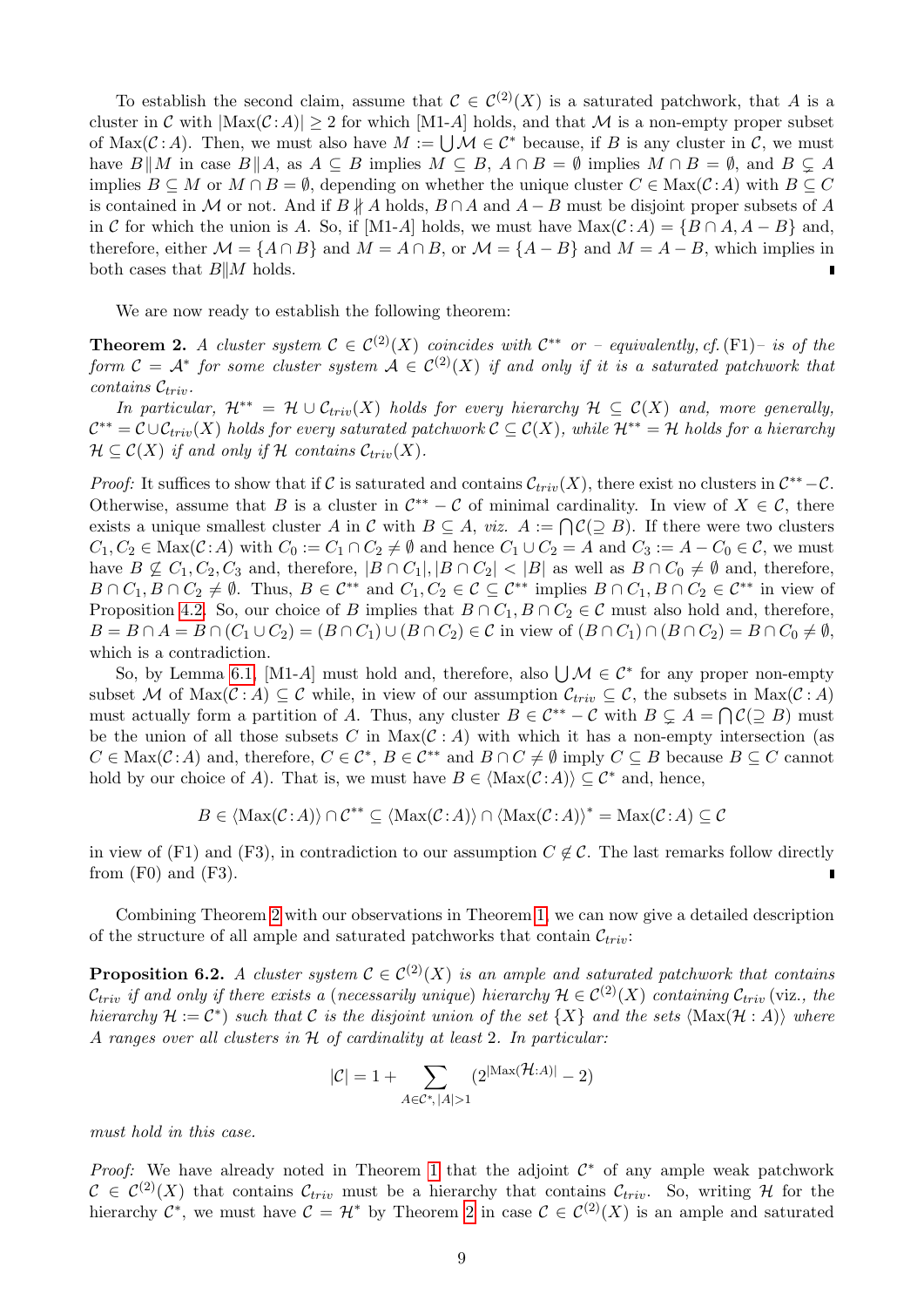To establish the second claim, assume that $\mathcal{C} \in \mathcal{C}^{(2)}(X)$ is a saturated patchwork, that $A$ is a cluster in $\mathcal{C}$ with $|\mathrm{Max}(\mathcal{C}:A)| \geq 2$ for which [M1-$A$] holds, and that $\mathcal{M}$ is a non-empty proper subset of $\mathrm{Max}(\mathcal{C}:A)$. Then, we must also have $M := \bigcup \mathcal{M} \in \mathcal{C}^*$ because, if $B$ is any cluster in $\mathcal{C}$, we must have $B \| M$ in case $B \| A$, as $A \subseteq B$ implies $M \subseteq B$, $A \cap B = \emptyset$ implies $M \cap B = \emptyset$, and $B \subsetneq A$ implies $B \subseteq M$ or $M \cap B = \emptyset$, depending on whether the unique cluster $C \in \mathrm{Max}(\mathcal{C}:A)$ with $B \subseteq C$ is contained in $\mathcal{M}$ or not. And if $B \not\| A$ holds, $B \cap A$ and $A - B$ must be disjoint proper subsets of $A$ in $\mathcal{C}$ for which the union is $A$. So, if [M1-$A$] holds, we must have $\mathrm{Max}(\mathcal{C}:A) = \{B \cap A, A - B\}$ and, therefore, either $\mathcal{M} = \{A \cap B\}$ and $M = A \cap B$, or $\mathcal{M} = \{A - B\}$ and $M = A - B$, which implies in both cases that $B \| M$ holds. ∎

We are now ready to establish the following theorem:

**Theorem 2.** *A cluster system $\mathcal{C} \in \mathcal{C}^{(2)}(X)$ coincides with $\mathcal{C}^{**}$ or – equivalently, cf.* (F1)*– is of the form $\mathcal{C} = \mathcal{A}^*$ for some cluster system $\mathcal{A} \in \mathcal{C}^{(2)}(X)$ if and only if it is a saturated patchwork that contains $\mathcal{C}_{triv}$.*

*In particular, $\mathcal{H}^{**} = \mathcal{H} \cup \mathcal{C}_{triv}(X)$ holds for every hierarchy $\mathcal{H} \subseteq \mathcal{C}(X)$ and, more generally, $\mathcal{C}^{**} = \mathcal{C} \cup \mathcal{C}_{triv}(X)$ holds for every saturated patchwork $\mathcal{C} \subseteq \mathcal{C}(X)$, while $\mathcal{H}^{**} = \mathcal{H}$ holds for a hierarchy $\mathcal{H} \subseteq \mathcal{C}(X)$ if and only if $\mathcal{H}$ contains $\mathcal{C}_{triv}(X)$.*

*Proof:* It suffices to show that if $\mathcal{C}$ is saturated and contains $\mathcal{C}_{triv}(X)$, there exist no clusters in $\mathcal{C}^{**} - \mathcal{C}$. Otherwise, assume that $B$ is a cluster in $\mathcal{C}^{**} - \mathcal{C}$ of minimal cardinality. In view of $X \in \mathcal{C}$, there exists a unique smallest cluster $A$ in $\mathcal{C}$ with $B \subseteq A$, *viz.* $A := \bigcap \mathcal{C}(\supseteq B)$. If there were two clusters $C_1, C_2 \in \mathrm{Max}(\mathcal{C}:A)$ with $C_0 := C_1 \cap C_2 \neq \emptyset$ and hence $C_1 \cup C_2 = A$ and $C_3 := A - C_0 \in \mathcal{C}$, we must have $B \not\subseteq C_1, C_2, C_3$ and, therefore, $|B \cap C_1|, |B \cap C_2| < |B|$ as well as $B \cap C_0 \neq \emptyset$ and, therefore, $B \cap C_1, B \cap C_2 \neq \emptyset$. Thus, $B \in \mathcal{C}^{**}$ and $C_1, C_2 \in \mathcal{C} \subseteq \mathcal{C}^{**}$ implies $B \cap C_1, B \cap C_2 \in \mathcal{C}^{**}$ in view of Proposition 4.2. So, our choice of $B$ implies that $B \cap C_1, B \cap C_2 \in \mathcal{C}$ must also hold and, therefore, $B = B \cap A = B \cap (C_1 \cup C_2) = (B \cap C_1) \cup (B \cap C_2) \in \mathcal{C}$ in view of $(B \cap C_1) \cap (B \cap C_2) = B \cap C_0 \neq \emptyset$, which is a contradiction.

So, by Lemma 6.1, [M1-$A$] must hold and, therefore, also $\bigcup \mathcal{M} \in \mathcal{C}^*$ for any proper non-empty subset $\mathcal{M}$ of $\mathrm{Max}(\mathcal{C}:A) \subseteq \mathcal{C}$ while, in view of our assumption $\mathcal{C}_{triv} \subseteq \mathcal{C}$, the subsets in $\mathrm{Max}(\mathcal{C}:A)$ must actually form a partition of $A$. Thus, any cluster $B \in \mathcal{C}^{**} - \mathcal{C}$ with $B \subsetneq A = \bigcap \mathcal{C}(\supseteq B)$ must be the union of all those subsets $C$ in $\mathrm{Max}(\mathcal{C}:A)$ with which it has a non-empty intersection (as $C \in \mathrm{Max}(\mathcal{C}:A)$ and, therefore, $C \in \mathcal{C}^*$, $B \in \mathcal{C}^{**}$ and $B \cap C \neq \emptyset$ imply $C \subseteq B$ because $B \subseteq C$ cannot hold by our choice of $A$). That is, we must have $B \in \langle \mathrm{Max}(\mathcal{C}:A) \rangle \subseteq \mathcal{C}^*$ and, hence,

$$B \in \langle \mathrm{Max}(\mathcal{C}:A) \rangle \cap \mathcal{C}^{**} \subseteq \langle \mathrm{Max}(\mathcal{C}:A) \rangle \cap \langle \mathrm{Max}(\mathcal{C}:A) \rangle^* = \mathrm{Max}(\mathcal{C}:A) \subseteq \mathcal{C}$$

in view of (F1) and (F3), in contradiction to our assumption $C \notin \mathcal{C}$. The last remarks follow directly from (F0) and (F3). ∎

Combining Theorem 2 with our observations in Theorem 1, we can now give a detailed description of the structure of all ample and saturated patchworks that contain $\mathcal{C}_{triv}$:

**Proposition 6.2.** *A cluster system $\mathcal{C} \in \mathcal{C}^{(2)}(X)$ is an ample and saturated patchwork that contains $\mathcal{C}_{triv}$ if and only if there exists a (necessarily unique) hierarchy $\mathcal{H} \in \mathcal{C}^{(2)}(X)$ containing $\mathcal{C}_{triv}$ (viz., the hierarchy $\mathcal{H} := \mathcal{C}^*$) such that $\mathcal{C}$ is the disjoint union of the set $\{X\}$ and the sets $\langle \mathrm{Max}(\mathcal{H}:A) \rangle$ where $A$ ranges over all clusters in $\mathcal{H}$ of cardinality at least 2. In particular:*

$$|\mathcal{C}| = 1 + \sum_{A \in \mathcal{C}^*, |A|>1} (2^{|\mathrm{Max}(\mathcal{H}:A)|} - 2)$$

*must hold in this case.*

*Proof:* We have already noted in Theorem 1 that the adjoint $\mathcal{C}^*$ of any ample weak patchwork $\mathcal{C} \in \mathcal{C}^{(2)}(X)$ that contains $\mathcal{C}_{triv}$ must be a hierarchy that contains $\mathcal{C}_{triv}$. So, writing $\mathcal{H}$ for the hierarchy $\mathcal{C}^*$, we must have $\mathcal{C} = \mathcal{H}^*$ by Theorem 2 in case $\mathcal{C} \in \mathcal{C}^{(2)}(X)$ is an ample and saturated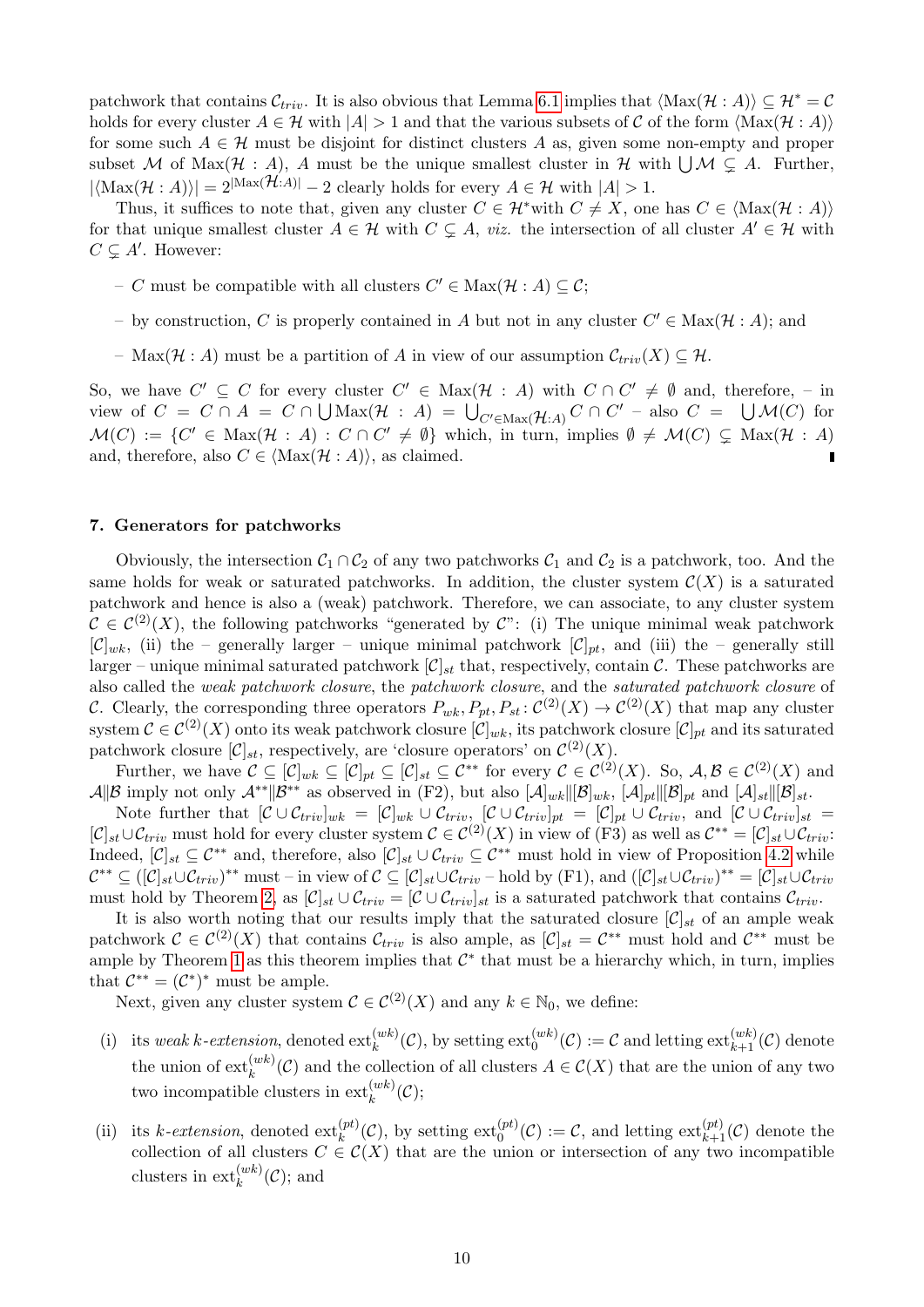patchwork that contains $\mathcal{C}_{triv}$. It is also obvious that Lemma 6.1 implies that $\langle \mathrm{Max}(\mathcal{H} : A)\rangle \subseteq \mathcal{H}^* = \mathcal{C}$ holds for every cluster $A \in \mathcal{H}$ with $|A| > 1$ and that the various subsets of $\mathcal{C}$ of the form $\langle \mathrm{Max}(\mathcal{H} : A)\rangle$ for some such $A \in \mathcal{H}$ must be disjoint for distinct clusters $A$ as, given some non-empty and proper subset $\mathcal{M}$ of $\mathrm{Max}(\mathcal{H} : A)$, $A$ must be the unique smallest cluster in $\mathcal{H}$ with $\bigcup \mathcal{M} \subsetneq A$. Further, $|\langle \mathrm{Max}(\mathcal{H} : A)\rangle| = 2^{|\mathrm{Max}(\mathcal{H}:A)|} - 2$ clearly holds for every $A \in \mathcal{H}$ with $|A| > 1$.

Thus, it suffices to note that, given any cluster $C \in \mathcal{H}^*$with $C \neq X$, one has $C \in \langle \mathrm{Max}(\mathcal{H} : A)\rangle$ for that unique smallest cluster $A \in \mathcal{H}$ with $C \subsetneq A$, *viz.* the intersection of all cluster $A' \in \mathcal{H}$ with $C \subsetneq A'$. However:

- $C$ must be compatible with all clusters $C' \in \mathrm{Max}(\mathcal{H} : A) \subseteq \mathcal{C}$;
- by construction, $C$ is properly contained in $A$ but not in any cluster $C' \in \mathrm{Max}(\mathcal{H} : A)$; and
- $\mathrm{Max}(\mathcal{H} : A)$ must be a partition of $A$ in view of our assumption $\mathcal{C}_{triv}(X) \subseteq \mathcal{H}$.

So, we have $C' \subseteq C$ for every cluster $C' \in \mathrm{Max}(\mathcal{H} : A)$ with $C \cap C' \neq \emptyset$ and, therefore, – in view of $C = C \cap A = C \cap \bigcup \mathrm{Max}(\mathcal{H} : A) = \bigcup_{C' \in \mathrm{Max}(\mathcal{H}:A)} C \cap C'$ – also $C = \bigcup \mathcal{M}(C)$ for $\mathcal{M}(C) := \{C' \in \mathrm{Max}(\mathcal{H} : A) : C \cap C' \neq \emptyset\}$ which, in turn, implies $\emptyset \neq \mathcal{M}(C) \subsetneq \mathrm{Max}(\mathcal{H} : A)$ and, therefore, also $C \in \langle \mathrm{Max}(\mathcal{H} : A)\rangle$, as claimed. ∎

### 7. Generators for patchworks

Obviously, the intersection $\mathcal{C}_1 \cap \mathcal{C}_2$ of any two patchworks $\mathcal{C}_1$ and $\mathcal{C}_2$ is a patchwork, too. And the same holds for weak or saturated patchworks. In addition, the cluster system $\mathcal{C}(X)$ is a saturated patchwork and hence is also a (weak) patchwork. Therefore, we can associate, to any cluster system $\mathcal{C} \in \mathcal{C}^{(2)}(X)$, the following patchworks "generated by $\mathcal{C}$": (i) The unique minimal weak patchwork $[\mathcal{C}]_{wk}$, (ii) the – generally larger – unique minimal patchwork $[\mathcal{C}]_{pt}$, and (iii) the – generally still larger – unique minimal saturated patchwork $[\mathcal{C}]_{st}$ that, respectively, contain $\mathcal{C}$. These patchworks are also called the *weak patchwork closure*, the *patchwork closure*, and the *saturated patchwork closure* of $\mathcal{C}$. Clearly, the corresponding three operators $P_{wk}, P_{pt}, P_{st} : \mathcal{C}^{(2)}(X) \to \mathcal{C}^{(2)}(X)$ that map any cluster system $\mathcal{C} \in \mathcal{C}^{(2)}(X)$ onto its weak patchwork closure $[\mathcal{C}]_{wk}$, its patchwork closure $[\mathcal{C}]_{pt}$ and its saturated patchwork closure $[\mathcal{C}]_{st}$, respectively, are 'closure operators' on $\mathcal{C}^{(2)}(X)$.

Further, we have $\mathcal{C} \subseteq [\mathcal{C}]_{wk} \subseteq [\mathcal{C}]_{pt} \subseteq [\mathcal{C}]_{st} \subseteq \mathcal{C}^{**}$ for every $\mathcal{C} \in \mathcal{C}^{(2)}(X)$. So, $\mathcal{A}, \mathcal{B} \in \mathcal{C}^{(2)}(X)$ and $\mathcal{A} \| \mathcal{B}$ imply not only $\mathcal{A}^{**} \| \mathcal{B}^{**}$ as observed in (F2), but also $[\mathcal{A}]_{wk} \| [\mathcal{B}]_{wk}$, $[\mathcal{A}]_{pt} \| [\mathcal{B}]_{pt}$ and $[\mathcal{A}]_{st} \| [\mathcal{B}]_{st}$.

Note further that $[\mathcal{C} \cup \mathcal{C}_{triv}]_{wk} = [\mathcal{C}]_{wk} \cup \mathcal{C}_{triv}$, $[\mathcal{C} \cup \mathcal{C}_{triv}]_{pt} = [\mathcal{C}]_{pt} \cup \mathcal{C}_{triv}$, and $[\mathcal{C} \cup \mathcal{C}_{triv}]_{st} = [\mathcal{C}]_{st} \cup \mathcal{C}_{triv}$ must hold for every cluster system $\mathcal{C} \in \mathcal{C}^{(2)}(X)$ in view of (F3) as well as $\mathcal{C}^{**} = [\mathcal{C}]_{st} \cup \mathcal{C}_{triv}$: Indeed, $[\mathcal{C}]_{st} \subseteq \mathcal{C}^{**}$ and, therefore, also $[\mathcal{C}]_{st} \cup \mathcal{C}_{triv} \subseteq \mathcal{C}^{**}$ must hold in view of Proposition 4.2 while $\mathcal{C}^{**} \subseteq ([\mathcal{C}]_{st} \cup \mathcal{C}_{triv})^{**}$ must – in view of $\mathcal{C} \subseteq [\mathcal{C}]_{st} \cup \mathcal{C}_{triv}$ – hold by (F1), and $([\mathcal{C}]_{st} \cup \mathcal{C}_{triv})^{**} = [\mathcal{C}]_{st} \cup \mathcal{C}_{triv}$ must hold by Theorem 2, as $[\mathcal{C}]_{st} \cup \mathcal{C}_{triv} = [\mathcal{C} \cup \mathcal{C}_{triv}]_{st}$ is a saturated patchwork that contains $\mathcal{C}_{triv}$.

It is also worth noting that our results imply that the saturated closure $[\mathcal{C}]_{st}$ of an ample weak patchwork $\mathcal{C} \in \mathcal{C}^{(2)}(X)$ that contains $\mathcal{C}_{triv}$ is also ample, as $[\mathcal{C}]_{st} = \mathcal{C}^{**}$ must hold and $\mathcal{C}^{**}$ must be ample by Theorem 1 as this theorem implies that $\mathcal{C}^*$ that must be a hierarchy which, in turn, implies that $\mathcal{C}^{**} = (\mathcal{C}^*)^*$ must be ample.

Next, given any cluster system $\mathcal{C} \in \mathcal{C}^{(2)}(X)$ and any $k \in \mathbb{N}_0$, we define:

(i) its *weak $k$-extension*, denoted $\mathrm{ext}_k^{(wk)}(\mathcal{C})$, by setting $\mathrm{ext}_0^{(wk)}(\mathcal{C}) := \mathcal{C}$ and letting $\mathrm{ext}_{k+1}^{(wk)}(\mathcal{C})$ denote the union of $\mathrm{ext}_k^{(wk)}(\mathcal{C})$ and the collection of all clusters $A \in \mathcal{C}(X)$ that are the union of any two two incompatible clusters in $\mathrm{ext}_k^{(wk)}(\mathcal{C})$;

(ii) its *$k$-extension*, denoted $\mathrm{ext}_k^{(pt)}(\mathcal{C})$, by setting $\mathrm{ext}_0^{(pt)}(\mathcal{C}) := \mathcal{C}$, and letting $\mathrm{ext}_{k+1}^{(pt)}(\mathcal{C})$ denote the collection of all clusters $C \in \mathcal{C}(X)$ that are the union or intersection of any two incompatible clusters in $\mathrm{ext}_k^{(wk)}(\mathcal{C})$; and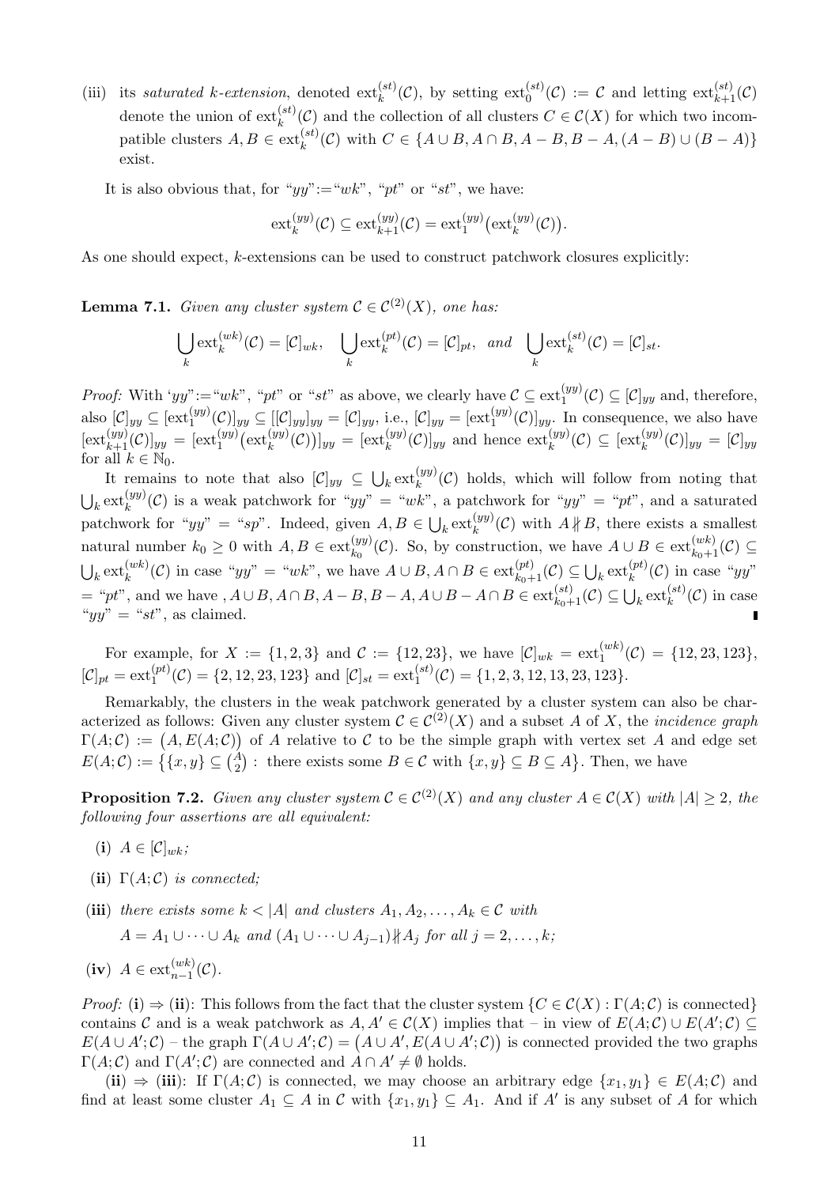(iii) its *saturated k-extension*, denoted $\text{ext}_k^{(st)}(\mathcal{C})$, by setting $\text{ext}_0^{(st)}(\mathcal{C}) := \mathcal{C}$ and letting $\text{ext}_{k+1}^{(st)}(\mathcal{C})$ denote the union of $\text{ext}_k^{(st)}(\mathcal{C})$ and the collection of all clusters $C \in \mathcal{C}(X)$ for which two incompatible clusters $A, B \in \text{ext}_k^{(st)}(\mathcal{C})$ with $C \in \{A \cup B, A \cap B, A - B, B - A, (A - B) \cup (B - A)\}$ exist.

It is also obvious that, for "$yy$":="$wk$", "$pt$" or "$st$", we have:

$$\text{ext}_k^{(yy)}(\mathcal{C}) \subseteq \text{ext}_{k+1}^{(yy)}(\mathcal{C}) = \text{ext}_1^{(yy)}\big(\text{ext}_k^{(yy)}(\mathcal{C})\big).$$

As one should expect, $k$-extensions can be used to construct patchwork closures explicitly:

**Lemma 7.1.** *Given any cluster system $\mathcal{C} \in \mathcal{C}^{(2)}(X)$, one has:*

$$\bigcup_k \text{ext}_k^{(wk)}(\mathcal{C}) = [\mathcal{C}]_{wk}, \quad \bigcup_k \text{ext}_k^{(pt)}(\mathcal{C}) = [\mathcal{C}]_{pt}, \quad \textit{and} \quad \bigcup_k \text{ext}_k^{(st)}(\mathcal{C}) = [\mathcal{C}]_{st}.$$

*Proof:* With '$yy$":="$wk$", "$pt$" or "$st$" as above, we clearly have $\mathcal{C} \subseteq \text{ext}_1^{(yy)}(\mathcal{C}) \subseteq [\mathcal{C}]_{yy}$ and, therefore, also $[\mathcal{C}]_{yy} \subseteq [\text{ext}_1^{(yy)}(\mathcal{C})]_{yy} \subseteq [[\mathcal{C}]_{yy}]_{yy} = [\mathcal{C}]_{yy}$, i.e., $[\mathcal{C}]_{yy} = [\text{ext}_1^{(yy)}(\mathcal{C})]_{yy}$. In consequence, we also have $[\text{ext}_{k+1}^{(yy)}(\mathcal{C})]_{yy} = [\text{ext}_1^{(yy)}\big(\text{ext}_k^{(yy)}(\mathcal{C})\big)]_{yy} = [\text{ext}_k^{(yy)}(\mathcal{C})]_{yy}$ and hence $\text{ext}_k^{(yy)}(\mathcal{C}) \subseteq [\text{ext}_k^{(yy)}(\mathcal{C})]_{yy} = [\mathcal{C}]_{yy}$ for all $k \in \mathbb{N}_0$.

It remains to note that also $[\mathcal{C}]_{yy} \subseteq \bigcup_k \text{ext}_k^{(yy)}(\mathcal{C})$ holds, which will follow from noting that $\bigcup_k \text{ext}_k^{(yy)}(\mathcal{C})$ is a weak patchwork for "$yy$" = "$wk$", a patchwork for "$yy$" = "$pt$", and a saturated patchwork for "$yy$" = "$sp$". Indeed, given $A, B \in \bigcup_k \text{ext}_k^{(yy)}(\mathcal{C})$ with $A \nparallel B$, there exists a smallest natural number $k_0 \geq 0$ with $A, B \in \text{ext}_{k_0}^{(yy)}(\mathcal{C})$. So, by construction, we have $A \cup B \in \text{ext}_{k_0+1}^{(wk)}(\mathcal{C}) \subseteq \bigcup_k \text{ext}_k^{(wk)}(\mathcal{C})$ in case "$yy$" = "$wk$", we have $A \cup B, A \cap B \in \text{ext}_{k_0+1}^{(pt)}(\mathcal{C}) \subseteq \bigcup_k \text{ext}_k^{(pt)}(\mathcal{C})$ in case "$yy$" = "$pt$", and we have , $A \cup B, A \cap B, A - B, B - A, A \cup B - A \cap B \in \text{ext}_{k_0+1}^{(st)}(\mathcal{C}) \subseteq \bigcup_k \text{ext}_k^{(st)}(\mathcal{C})$ in case "$yy$" = "$st$", as claimed. ∎

For example, for $X := \{1, 2, 3\}$ and $\mathcal{C} := \{12, 23\}$, we have $[\mathcal{C}]_{wk} = \text{ext}_1^{(wk)}(\mathcal{C}) = \{12, 23, 123\}$, $[\mathcal{C}]_{pt} = \text{ext}_1^{(pt)}(\mathcal{C}) = \{2, 12, 23, 123\}$ and $[\mathcal{C}]_{st} = \text{ext}_1^{(st)}(\mathcal{C}) = \{1, 2, 3, 12, 13, 23, 123\}$.

Remarkably, the clusters in the weak patchwork generated by a cluster system can also be characterized as follows: Given any cluster system $\mathcal{C} \in \mathcal{C}^{(2)}(X)$ and a subset $A$ of $X$, the *incidence graph* $\Gamma(A; \mathcal{C}) := \big(A, E(A; \mathcal{C})\big)$ of $A$ relative to $\mathcal{C}$ to be the simple graph with vertex set $A$ and edge set $E(A; \mathcal{C}) := \big\{\{x, y\} \subseteq \binom{A}{2} : \text{ there exists some } B \in \mathcal{C} \text{ with } \{x, y\} \subseteq B \subseteq A\big\}$. Then, we have

**Proposition 7.2.** *Given any cluster system $\mathcal{C} \in \mathcal{C}^{(2)}(X)$ and any cluster $A \in \mathcal{C}(X)$ with $|A| \geq 2$, the following four assertions are all equivalent:*

- **(i)** $A \in [\mathcal{C}]_{wk}$;
- **(ii)** $\Gamma(A; \mathcal{C})$ *is connected;*
- **(iii)** *there exists some $k < |A|$ and clusters $A_1, A_2, \ldots, A_k \in \mathcal{C}$ with*
  $A = A_1 \cup \cdots \cup A_k$ *and* $(A_1 \cup \cdots \cup A_{j-1}) \nparallel A_j$ *for all* $j = 2, \ldots, k$;
- **(iv)** $A \in \text{ext}_{n-1}^{(wk)}(\mathcal{C})$.

*Proof:* **(i)** ⇒ **(ii)**: This follows from the fact that the cluster system $\{C \in \mathcal{C}(X) : \Gamma(A; \mathcal{C}) \text{ is connected}\}$ contains $\mathcal{C}$ and is a weak patchwork as $A, A' \in \mathcal{C}(X)$ implies that – in view of $E(A; \mathcal{C}) \cup E(A'; \mathcal{C}) \subseteq E(A \cup A'; \mathcal{C})$ – the graph $\Gamma(A \cup A'; \mathcal{C}) = \big(A \cup A', E(A \cup A'; \mathcal{C})\big)$ is connected provided the two graphs $\Gamma(A; \mathcal{C})$ and $\Gamma(A'; \mathcal{C})$ are connected and $A \cap A' \neq \emptyset$ holds.

**(ii)** ⇒ **(iii)**: If $\Gamma(A; \mathcal{C})$ is connected, we may choose an arbitrary edge $\{x_1, y_1\} \in E(A; \mathcal{C})$ and find at least some cluster $A_1 \subseteq A$ in $\mathcal{C}$ with $\{x_1, y_1\} \subseteq A_1$. And if $A'$ is any subset of $A$ for which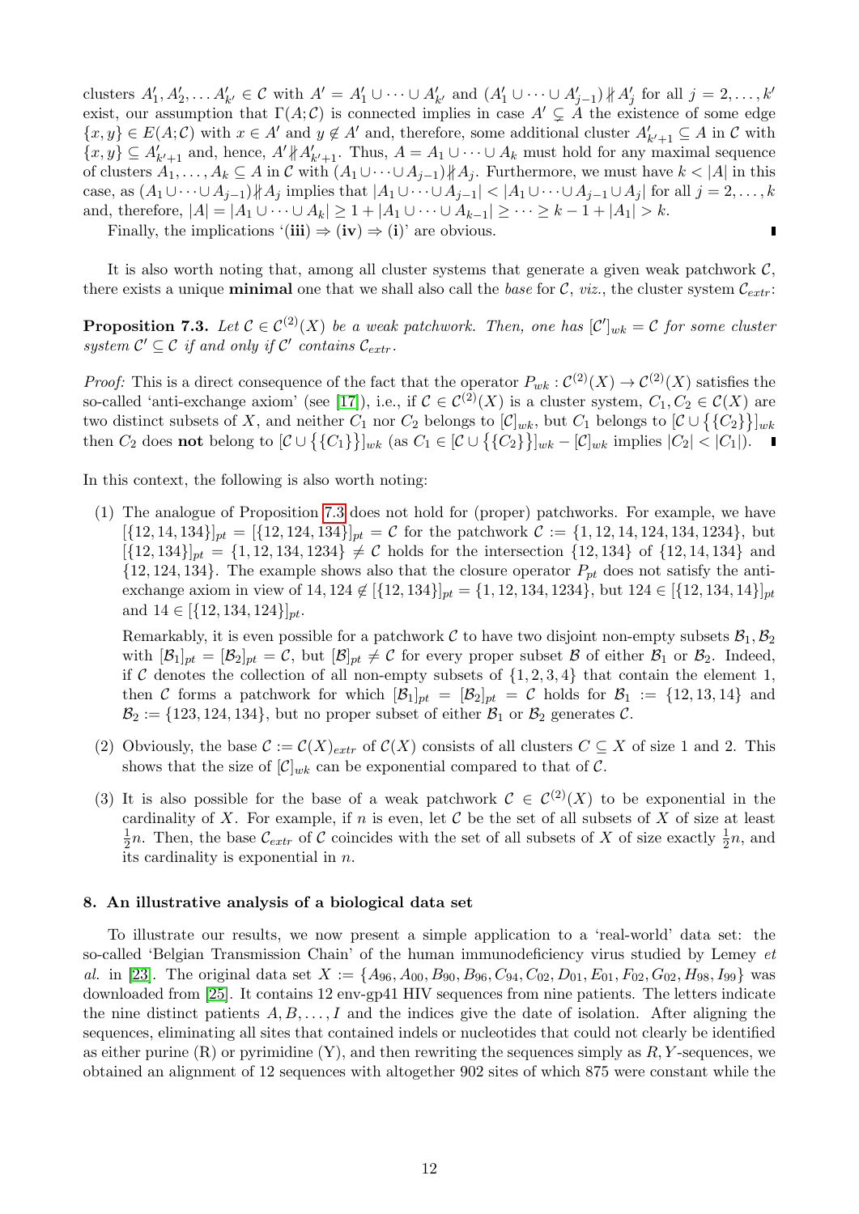clusters $A'_1, A'_2, \dots A'_{k'} \in \mathcal{C}$ with $A' = A'_1 \cup \dots \cup A'_{k'}$ and $(A'_1 \cup \dots \cup A'_{j-1}) \not\parallel A'_j$ for all $j = 2, \dots, k'$ exist, our assumption that $\Gamma(A; \mathcal{C})$ is connected implies in case $A' \subsetneq A$ the existence of some edge $\{x, y\} \in E(A; \mathcal{C})$ with $x \in A'$ and $y \notin A'$ and, therefore, some additional cluster $A'_{k'+1} \subseteq A$ in $\mathcal{C}$ with $\{x, y\} \subseteq A'_{k'+1}$ and, hence, $A' \not\parallel A'_{k'+1}$. Thus, $A = A_1 \cup \dots \cup A_k$ must hold for any maximal sequence of clusters $A_1, \dots, A_k \subseteq A$ in $\mathcal{C}$ with $(A_1 \cup \dots \cup A_{j-1}) \not\parallel A_j$. Furthermore, we must have $k < |A|$ in this case, as $(A_1 \cup \dots \cup A_{j-1}) \not\parallel A_j$ implies that $|A_1 \cup \dots \cup A_{j-1}| < |A_1 \cup \dots \cup A_{j-1} \cup A_j|$ for all $j = 2, \dots, k$ and, therefore, $|A| = |A_1 \cup \dots \cup A_k| \geq 1 + |A_1 \cup \dots \cup A_{k-1}| \geq \dots \geq k - 1 + |A_1| > k$.

Finally, the implications '**(iii)** $\Rightarrow$ **(iv)** $\Rightarrow$ **(i)**' are obvious. ∎

It is also worth noting that, among all cluster systems that generate a given weak patchwork $\mathcal{C}$, there exists a unique **minimal** one that we shall also call the *base* for $\mathcal{C}$, *viz.*, the cluster system $\mathcal{C}_{extr}$:

**Proposition 7.3.** *Let $\mathcal{C} \in \mathcal{C}^{(2)}(X)$ be a weak patchwork. Then, one has $[\mathcal{C}']_{wk} = \mathcal{C}$ for some cluster system $\mathcal{C}' \subseteq \mathcal{C}$ if and only if $\mathcal{C}'$ contains $\mathcal{C}_{extr}$.*

*Proof:* This is a direct consequence of the fact that the operator $P_{wk} : \mathcal{C}^{(2)}(X) \to \mathcal{C}^{(2)}(X)$ satisfies the so-called 'anti-exchange axiom' (see [17]), i.e., if $\mathcal{C} \in \mathcal{C}^{(2)}(X)$ is a cluster system, $C_1, C_2 \in \mathcal{C}(X)$ are two distinct subsets of $X$, and neither $C_1$ nor $C_2$ belongs to $[\mathcal{C}]_{wk}$, but $C_1$ belongs to $[\mathcal{C} \cup \{\{C_2\}\}]_{wk}$ then $C_2$ does **not** belong to $[\mathcal{C} \cup \{\{C_1\}\}]_{wk}$ (as $C_1 \in [\mathcal{C} \cup \{\{C_2\}\}]_{wk} - [\mathcal{C}]_{wk}$ implies $|C_2| < |C_1|$). ∎

In this context, the following is also worth noting:

(1) The analogue of Proposition 7.3 does not hold for (proper) patchworks. For example, we have $[\{12, 14, 134\}]_{pt} = [\{12, 124, 134\}]_{pt} = \mathcal{C}$ for the patchwork $\mathcal{C} := \{1, 12, 14, 124, 134, 1234\}$, but $[\{12, 134\}]_{pt} = \{1, 12, 134, 1234\} \neq \mathcal{C}$ holds for the intersection $\{12, 134\}$ of $\{12, 14, 134\}$ and $\{12, 124, 134\}$. The example shows also that the closure operator $P_{pt}$ does not satisfy the anti-exchange axiom in view of $14, 124 \notin [\{12, 134\}]_{pt} = \{1, 12, 134, 1234\}$, but $124 \in [\{12, 134, 14\}]_{pt}$ and $14 \in [\{12, 134, 124\}]_{pt}$.

   Remarkably, it is even possible for a patchwork $\mathcal{C}$ to have two disjoint non-empty subsets $\mathcal{B}_1, \mathcal{B}_2$ with $[\mathcal{B}_1]_{pt} = [\mathcal{B}_2]_{pt} = \mathcal{C}$, but $[\mathcal{B}]_{pt} \neq \mathcal{C}$ for every proper subset $\mathcal{B}$ of either $\mathcal{B}_1$ or $\mathcal{B}_2$. Indeed, if $\mathcal{C}$ denotes the collection of all non-empty subsets of $\{1, 2, 3, 4\}$ that contain the element 1, then $\mathcal{C}$ forms a patchwork for which $[\mathcal{B}_1]_{pt} = [\mathcal{B}_2]_{pt} = \mathcal{C}$ holds for $\mathcal{B}_1 := \{12, 13, 14\}$ and $\mathcal{B}_2 := \{123, 124, 134\}$, but no proper subset of either $\mathcal{B}_1$ or $\mathcal{B}_2$ generates $\mathcal{C}$.

(2) Obviously, the base $\mathcal{C} := \mathcal{C}(X)_{extr}$ of $\mathcal{C}(X)$ consists of all clusters $C \subseteq X$ of size 1 and 2. This shows that the size of $[\mathcal{C}]_{wk}$ can be exponential compared to that of $\mathcal{C}$.

(3) It is also possible for the base of a weak patchwork $\mathcal{C} \in \mathcal{C}^{(2)}(X)$ to be exponential in the cardinality of $X$. For example, if $n$ is even, let $\mathcal{C}$ be the set of all subsets of $X$ of size at least $\frac{1}{2}n$. Then, the base $\mathcal{C}_{extr}$ of $\mathcal{C}$ coincides with the set of all subsets of $X$ of size exactly $\frac{1}{2}n$, and its cardinality is exponential in $n$.

## 8. An illustrative analysis of a biological data set

To illustrate our results, we now present a simple application to a 'real-world' data set: the so-called 'Belgian Transmission Chain' of the human immunodeficiency virus studied by Lemey *et al.* in [23]. The original data set $X := \{A_{96}, A_{00}, B_{90}, B_{96}, C_{94}, C_{02}, D_{01}, E_{01}, F_{02}, G_{02}, H_{98}, I_{99}\}$ was downloaded from [25]. It contains 12 env-gp41 HIV sequences from nine patients. The letters indicate the nine distinct patients $A, B, \dots, I$ and the indices give the date of isolation. After aligning the sequences, eliminating all sites that contained indels or nucleotides that could not clearly be identified as either purine (R) or pyrimidine (Y), and then rewriting the sequences simply as $R, Y$-sequences, we obtained an alignment of 12 sequences with altogether 902 sites of which 875 were constant while the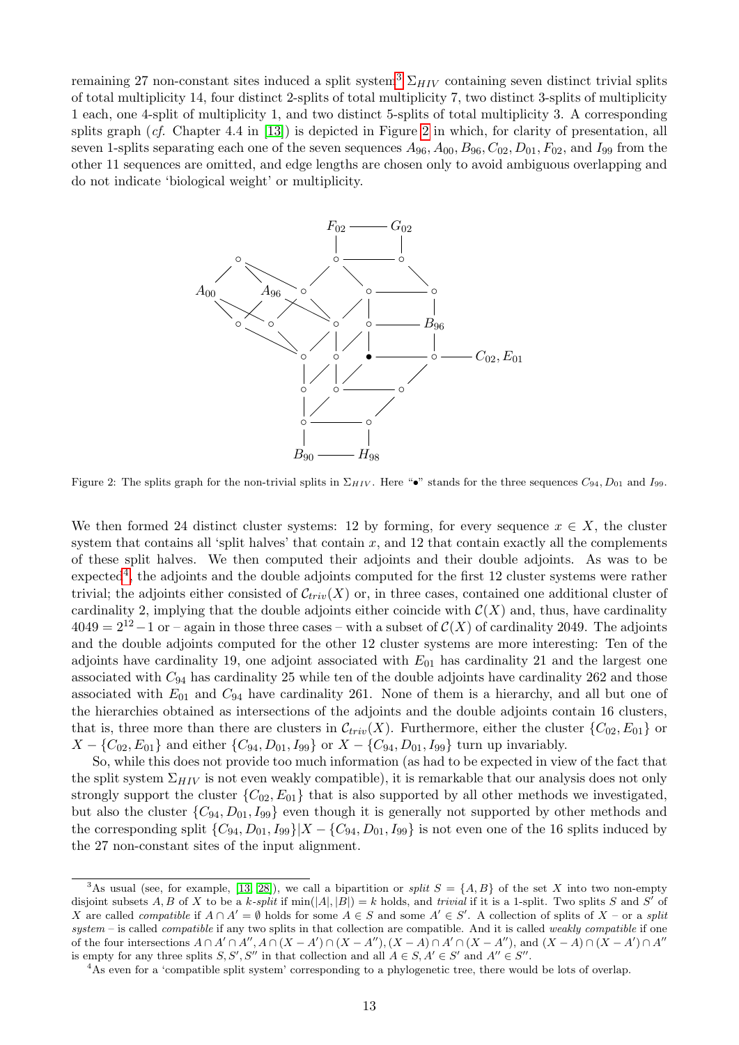remaining 27 non-constant sites induced a split system[3] $\Sigma_{HIV}$ containing seven distinct trivial splits of total multiplicity 14, four distinct 2-splits of total multiplicity 7, two distinct 3-splits of multiplicity 1 each, one 4-split of multiplicity 1, and two distinct 5-splits of total multiplicity 3. A corresponding splits graph (*cf.* Chapter 4.4 in [13]) is depicted in Figure 2 in which, for clarity of presentation, all seven 1-splits separating each one of the seven sequences $A_{96}, A_{00}, B_{96}, C_{02}, D_{01}, F_{02}$, and $I_{99}$ from the other 11 sequences are omitted, and edge lengths are chosen only to avoid ambiguous overlapping and do not indicate 'biological weight' or multiplicity.

Figure 2: The splits graph for the non-trivial splits in $\Sigma_{HIV}$. Here "$\bullet$" stands for the three sequences $C_{94}, D_{01}$ and $I_{99}$.

We then formed 24 distinct cluster systems: 12 by forming, for every sequence $x \in X$, the cluster system that contains all 'split halves' that contain $x$, and 12 that contain exactly all the complements of these split halves. We then computed their adjoints and their double adjoints. As was to be expected[4], the adjoints and the double adjoints computed for the first 12 cluster systems were rather trivial; the adjoints either consisted of $\mathcal{C}_{triv}(X)$ or, in three cases, contained one additional cluster of cardinality 2, implying that the double adjoints either coincide with $\mathcal{C}(X)$ and, thus, have cardinality $4049 = 2^{12} - 1$ or – again in those three cases – with a subset of $\mathcal{C}(X)$ of cardinality 2049. The adjoints and the double adjoints computed for the other 12 cluster systems are more interesting: Ten of the adjoints have cardinality 19, one adjoint associated with $E_{01}$ has cardinality 21 and the largest one associated with $C_{94}$ has cardinality 25 while ten of the double adjoints have cardinality 262 and those associated with $E_{01}$ and $C_{94}$ have cardinality 261. None of them is a hierarchy, and all but one of the hierarchies obtained as intersections of the adjoints and the double adjoints contain 16 clusters, that is, three more than there are clusters in $\mathcal{C}_{triv}(X)$. Furthermore, either the cluster $\{C_{02}, E_{01}\}$ or $X - \{C_{02}, E_{01}\}$ and either $\{C_{94}, D_{01}, I_{99}\}$ or $X - \{C_{94}, D_{01}, I_{99}\}$ turn up invariably.

So, while this does not provide too much information (as had to be expected in view of the fact that the split system $\Sigma_{HIV}$ is not even weakly compatible), it is remarkable that our analysis does not only strongly support the cluster $\{C_{02}, E_{01}\}$ that is also supported by all other methods we investigated, but also the cluster $\{C_{94}, D_{01}, I_{99}\}$ even though it is generally not supported by other methods and the corresponding split $\{C_{94}, D_{01}, I_{99}\}|X - \{C_{94}, D_{01}, I_{99}\}$ is not even one of the 16 splits induced by the 27 non-constant sites of the input alignment.

---

[3] As usual (see, for example, [13, 28]), we call a bipartition or *split* $S = \{A, B\}$ of the set $X$ into two non-empty disjoint subsets $A, B$ of $X$ to be a *k-split* if $\min(|A|, |B|) = k$ holds, and *trivial* if it is a 1-split. Two splits $S$ and $S'$ of $X$ are called *compatible* if $A \cap A' = \emptyset$ holds for some $A \in S$ and some $A' \in S'$. A collection of splits of $X$ – or a *split system* – is called *compatible* if any two splits in that collection are compatible. And it is called *weakly compatible* if one of the four intersections $A \cap A' \cap A''$, $A \cap (X - A') \cap (X - A'')$, $(X - A) \cap A' \cap (X - A'')$, and $(X - A) \cap (X - A') \cap A''$ is empty for any three splits $S, S', S''$ in that collection and all $A \in S$, $A' \in S'$ and $A'' \in S''$.

[4] As even for a 'compatible split system' corresponding to a phylogenetic tree, there would be lots of overlap.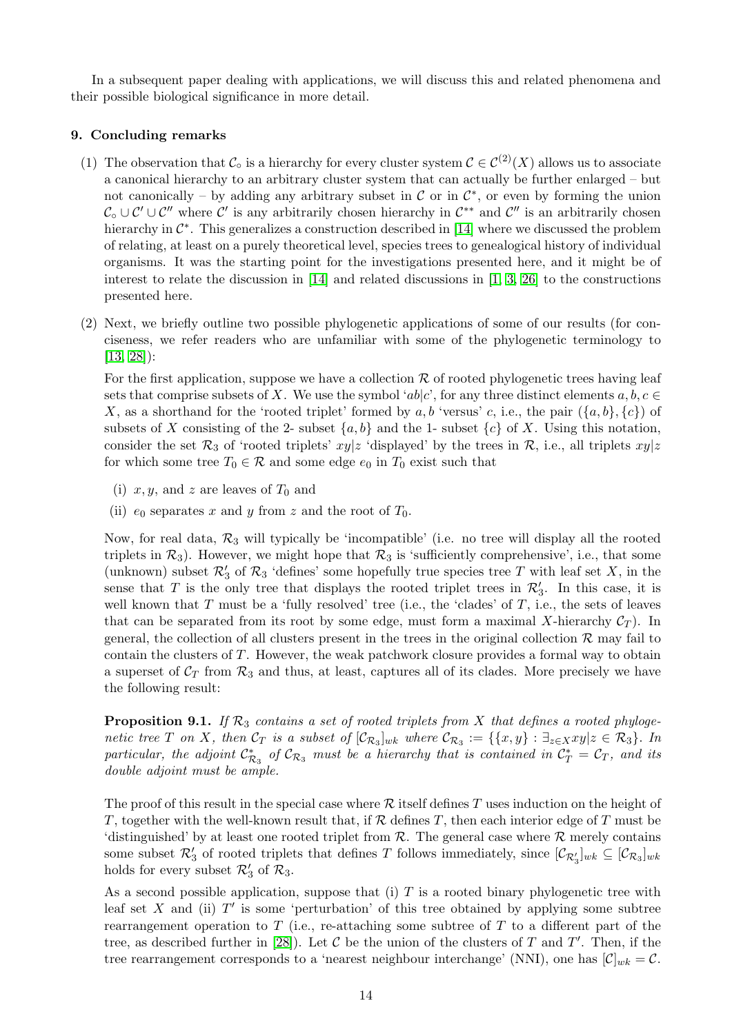In a subsequent paper dealing with applications, we will discuss this and related phenomena and their possible biological significance in more detail.

### 9. Concluding remarks

(1) The observation that $\mathcal{C}_\circ$ is a hierarchy for every cluster system $\mathcal{C} \in \mathcal{C}^{(2)}(X)$ allows us to associate a canonical hierarchy to an arbitrary cluster system that can actually be further enlarged – but not canonically – by adding any arbitrary subset in $\mathcal{C}$ or in $\mathcal{C}^*$, or even by forming the union $\mathcal{C}_\circ \cup \mathcal{C}' \cup \mathcal{C}''$ where $\mathcal{C}'$ is any arbitrarily chosen hierarchy in $\mathcal{C}^{**}$ and $\mathcal{C}''$ is an arbitrarily chosen hierarchy in $\mathcal{C}^*$. This generalizes a construction described in [14] where we discussed the problem of relating, at least on a purely theoretical level, species trees to genealogical history of individual organisms. It was the starting point for the investigations presented here, and it might be of interest to relate the discussion in [14] and related discussions in [1, 3, 26] to the constructions presented here.

(2) Next, we briefly outline two possible phylogenetic applications of some of our results (for conciseness, we refer readers who are unfamiliar with some of the phylogenetic terminology to [13, 28]):

For the first application, suppose we have a collection $\mathcal{R}$ of rooted phylogenetic trees having leaf sets that comprise subsets of $X$. We use the symbol '$ab|c$', for any three distinct elements $a, b, c \in X$, as a shorthand for the 'rooted triplet' formed by $a, b$ 'versus' $c$, i.e., the pair $(\{a, b\}, \{c\})$ of subsets of $X$ consisting of the 2- subset $\{a, b\}$ and the 1- subset $\{c\}$ of $X$. Using this notation, consider the set $\mathcal{R}_3$ of 'rooted triplets' $xy|z$ 'displayed' by the trees in $\mathcal{R}$, i.e., all triplets $xy|z$ for which some tree $T_0 \in \mathcal{R}$ and some edge $e_0$ in $T_0$ exist such that

(i) $x, y$, and $z$ are leaves of $T_0$ and

(ii) $e_0$ separates $x$ and $y$ from $z$ and the root of $T_0$.

Now, for real data, $\mathcal{R}_3$ will typically be 'incompatible' (i.e. no tree will display all the rooted triplets in $\mathcal{R}_3$). However, we might hope that $\mathcal{R}_3$ is 'sufficiently comprehensive', i.e., that some (unknown) subset $\mathcal{R}'_3$ of $\mathcal{R}_3$ 'defines' some hopefully true species tree $T$ with leaf set $X$, in the sense that $T$ is the only tree that displays the rooted triplet trees in $\mathcal{R}'_3$. In this case, it is well known that $T$ must be a 'fully resolved' tree (i.e., the 'clades' of $T$, i.e., the sets of leaves that can be separated from its root by some edge, must form a maximal $X$-hierarchy $\mathcal{C}_T$). In general, the collection of all clusters present in the trees in the original collection $\mathcal{R}$ may fail to contain the clusters of $T$. However, the weak patchwork closure provides a formal way to obtain a superset of $\mathcal{C}_T$ from $\mathcal{R}_3$ and thus, at least, captures all of its clades. More precisely we have the following result:

**Proposition 9.1.** *If $\mathcal{R}_3$ contains a set of rooted triplets from $X$ that defines a rooted phylogenetic tree $T$ on $X$, then $\mathcal{C}_T$ is a subset of $[\mathcal{C}_{\mathcal{R}_3}]_{wk}$ where $\mathcal{C}_{\mathcal{R}_3} := \{\{x, y\} : \exists_{z \in X} xy|z \in \mathcal{R}_3\}$. In particular, the adjoint $\mathcal{C}^*_{\mathcal{R}_3}$ of $\mathcal{C}_{\mathcal{R}_3}$ must be a hierarchy that is contained in $\mathcal{C}^*_T = \mathcal{C}_T$, and its double adjoint must be ample.*

The proof of this result in the special case where $\mathcal{R}$ itself defines $T$ uses induction on the height of $T$, together with the well-known result that, if $\mathcal{R}$ defines $T$, then each interior edge of $T$ must be 'distinguished' by at least one rooted triplet from $\mathcal{R}$. The general case where $\mathcal{R}$ merely contains some subset $\mathcal{R}'_3$ of rooted triplets that defines $T$ follows immediately, since $[\mathcal{C}_{\mathcal{R}'_3}]_{wk} \subseteq [\mathcal{C}_{\mathcal{R}_3}]_{wk}$ holds for every subset $\mathcal{R}'_3$ of $\mathcal{R}_3$.

As a second possible application, suppose that (i) $T$ is a rooted binary phylogenetic tree with leaf set $X$ and (ii) $T'$ is some 'perturbation' of this tree obtained by applying some subtree rearrangement operation to $T$ (i.e., re-attaching some subtree of $T$ to a different part of the tree, as described further in [28]). Let $\mathcal{C}$ be the union of the clusters of $T$ and $T'$. Then, if the tree rearrangement corresponds to a 'nearest neighbour interchange' (NNI), one has $[\mathcal{C}]_{wk} = \mathcal{C}$.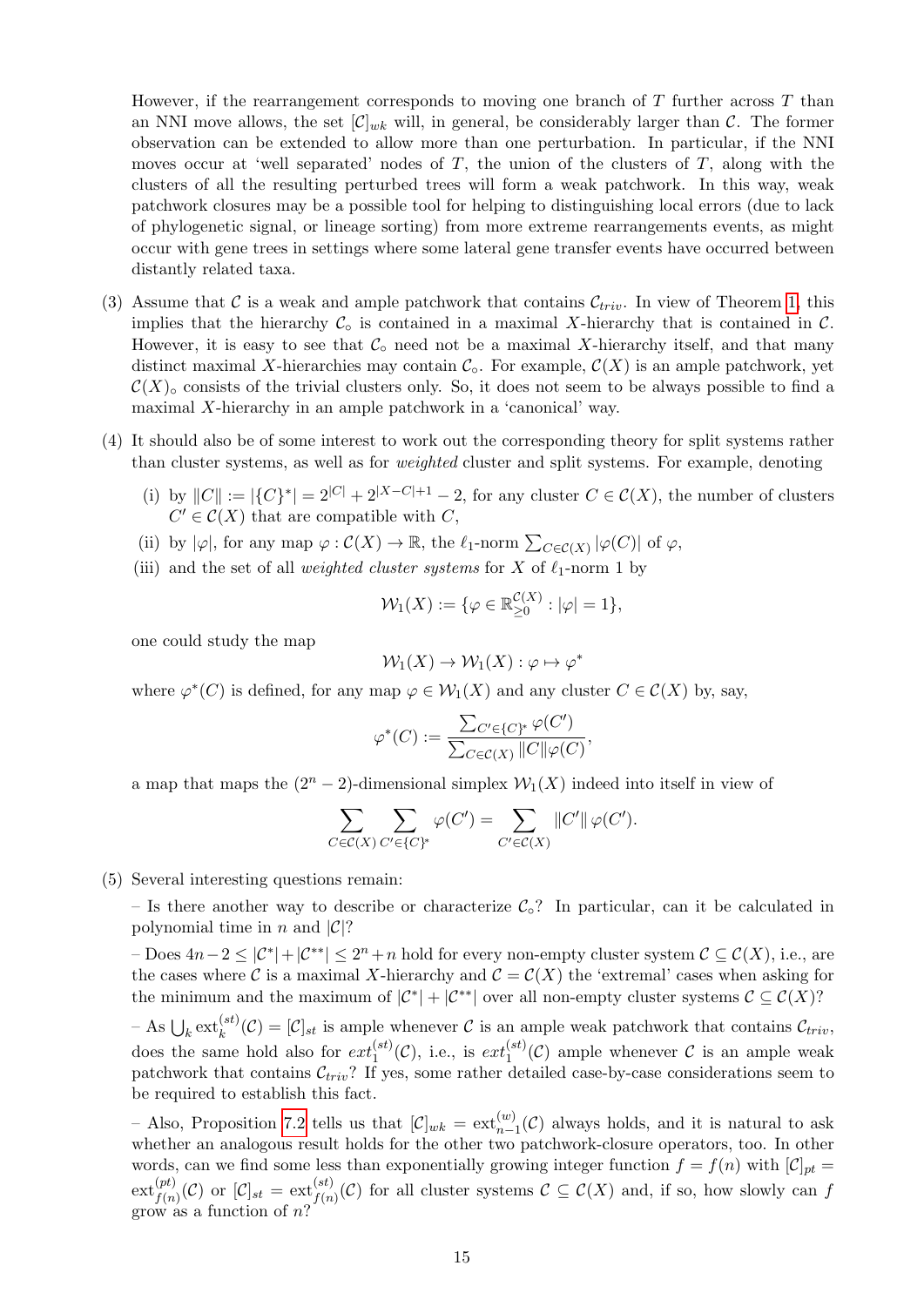However, if the rearrangement corresponds to moving one branch of $T$ further across $T$ than an NNI move allows, the set $[\mathcal{C}]_{wk}$ will, in general, be considerably larger than $\mathcal{C}$. The former observation can be extended to allow more than one perturbation. In particular, if the NNI moves occur at 'well separated' nodes of $T$, the union of the clusters of $T$, along with the clusters of all the resulting perturbed trees will form a weak patchwork. In this way, weak patchwork closures may be a possible tool for helping to distinguishing local errors (due to lack of phylogenetic signal, or lineage sorting) from more extreme rearrangements events, as might occur with gene trees in settings where some lateral gene transfer events have occurred between distantly related taxa.

(3) Assume that $\mathcal{C}$ is a weak and ample patchwork that contains $\mathcal{C}_{triv}$. In view of Theorem 1, this implies that the hierarchy $\mathcal{C}_\circ$ is contained in a maximal $X$-hierarchy that is contained in $\mathcal{C}$. However, it is easy to see that $\mathcal{C}_\circ$ need not be a maximal $X$-hierarchy itself, and that many distinct maximal $X$-hierarchies may contain $\mathcal{C}_\circ$. For example, $\mathcal{C}(X)$ is an ample patchwork, yet $\mathcal{C}(X)_\circ$ consists of the trivial clusters only. So, it does not seem to be always possible to find a maximal $X$-hierarchy in an ample patchwork in a 'canonical' way.

(4) It should also be of some interest to work out the corresponding theory for split systems rather than cluster systems, as well as for *weighted* cluster and split systems. For example, denoting

   (i) by $\|C\| := |\{C\}^*| = 2^{|C|} + 2^{|X-C|+1} - 2$, for any cluster $C \in \mathcal{C}(X)$, the number of clusters $C' \in \mathcal{C}(X)$ that are compatible with $C$,

   (ii) by $|\varphi|$, for any map $\varphi : \mathcal{C}(X) \to \mathbb{R}$, the $\ell_1$-norm $\sum_{C\in\mathcal{C}(X)} |\varphi(C)|$ of $\varphi$,

   (iii) and the set of all *weighted cluster systems* for $X$ of $\ell_1$-norm 1 by

$$\mathcal{W}_1(X) := \{\varphi \in \mathbb{R}_{\geq 0}^{\mathcal{C}(X)} : |\varphi| = 1\},$$

one could study the map

$$\mathcal{W}_1(X) \to \mathcal{W}_1(X) : \varphi \mapsto \varphi^*$$

where $\varphi^*(C)$ is defined, for any map $\varphi \in \mathcal{W}_1(X)$ and any cluster $C \in \mathcal{C}(X)$ by, say,

$$\varphi^*(C) := \frac{\sum_{C'\in\{C\}^*} \varphi(C')}{\sum_{C\in\mathcal{C}(X)} \|C\|\varphi(C)},$$

a map that maps the $(2^n - 2)$-dimensional simplex $\mathcal{W}_1(X)$ indeed into itself in view of

$$\sum_{C\in\mathcal{C}(X)} \sum_{C'\in\{C\}^*} \varphi(C') = \sum_{C'\in\mathcal{C}(X)} \|C'\|\,\varphi(C').$$

(5) Several interesting questions remain:

– Is there another way to describe or characterize $\mathcal{C}_\circ$? In particular, can it be calculated in polynomial time in $n$ and $|\mathcal{C}|$?

– Does $4n-2 \leq |\mathcal{C}^*| + |\mathcal{C}^{**}| \leq 2^n + n$ hold for every non-empty cluster system $\mathcal{C} \subseteq \mathcal{C}(X)$, i.e., are the cases where $\mathcal{C}$ is a maximal $X$-hierarchy and $\mathcal{C} = \mathcal{C}(X)$ the 'extremal' cases when asking for the minimum and the maximum of $|\mathcal{C}^*| + |\mathcal{C}^{**}|$ over all non-empty cluster systems $\mathcal{C} \subseteq \mathcal{C}(X)$?

– As $\bigcup_k \mathrm{ext}_k^{(st)}(\mathcal{C}) = [\mathcal{C}]_{st}$ is ample whenever $\mathcal{C}$ is an ample weak patchwork that contains $\mathcal{C}_{triv}$, does the same hold also for $ext_1^{(st)}(\mathcal{C})$, i.e., is $ext_1^{(st)}(\mathcal{C})$ ample whenever $\mathcal{C}$ is an ample weak patchwork that contains $\mathcal{C}_{triv}$? If yes, some rather detailed case-by-case considerations seem to be required to establish this fact.

– Also, Proposition 7.2 tells us that $[\mathcal{C}]_{wk} = \mathrm{ext}_{n-1}^{(w)}(\mathcal{C})$ always holds, and it is natural to ask whether an analogous result holds for the other two patchwork-closure operators, too. In other words, can we find some less than exponentially growing integer function $f = f(n)$ with $[\mathcal{C}]_{pt} = \mathrm{ext}_{f(n)}^{(pt)}(\mathcal{C})$ or $[\mathcal{C}]_{st} = \mathrm{ext}_{f(n)}^{(st)}(\mathcal{C})$ for all cluster systems $\mathcal{C} \subseteq \mathcal{C}(X)$ and, if so, how slowly can $f$ grow as a function of $n$?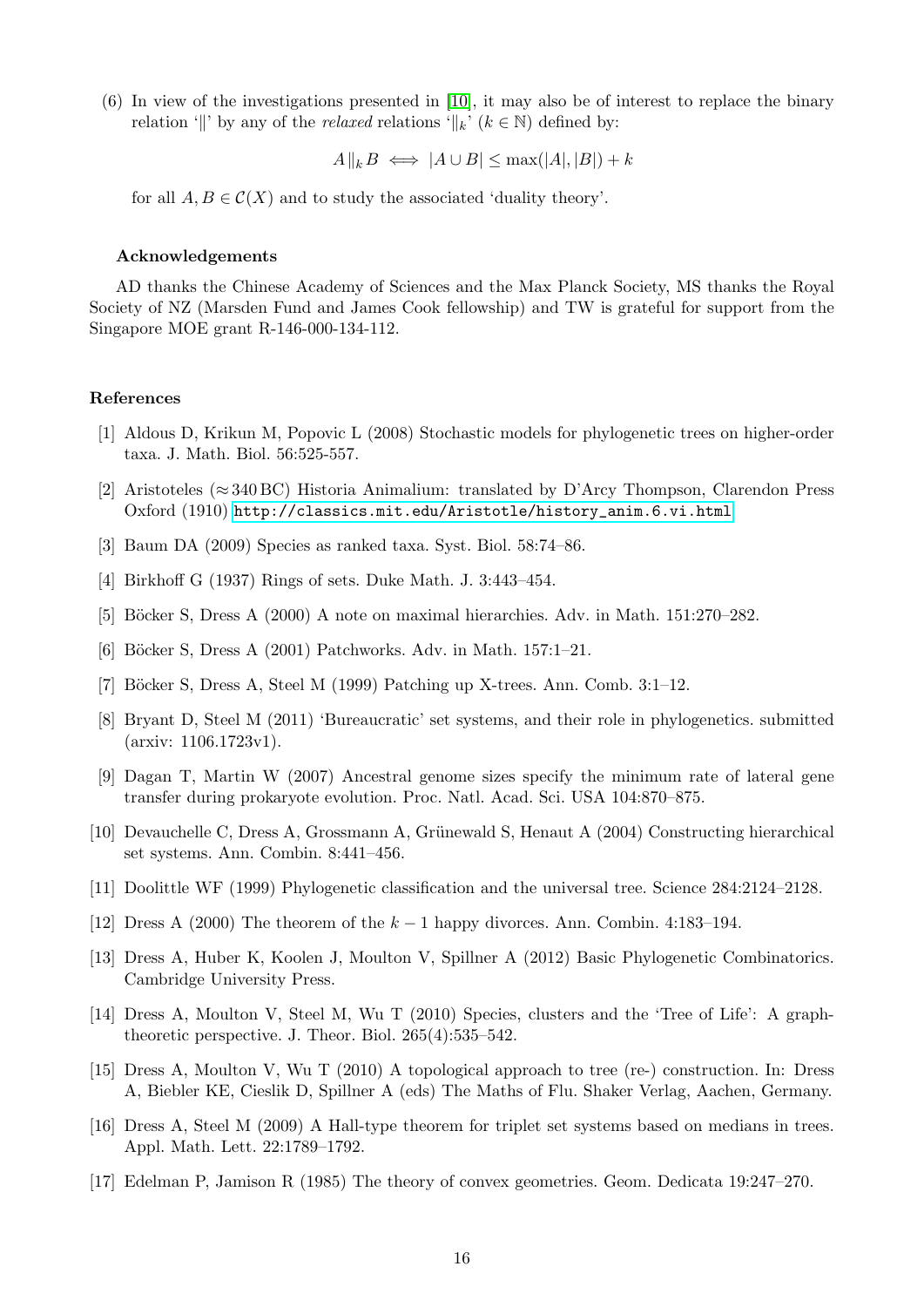(6) In view of the investigations presented in [10], it may also be of interest to replace the binary relation '$\|$' by any of the *relaxed* relations '$\|_k$' ($k \in \mathbb{N}$) defined by:

$$A \,\|_k\, B \iff |A \cup B| \le \max(|A|, |B|) + k$$

for all $A, B \in \mathcal{C}(X)$ and to study the associated 'duality theory'.

### Acknowledgements

AD thanks the Chinese Academy of Sciences and the Max Planck Society, MS thanks the Royal Society of NZ (Marsden Fund and James Cook fellowship) and TW is grateful for support from the Singapore MOE grant R-146-000-134-112.

### References

[1] Aldous D, Krikun M, Popovic L (2008) Stochastic models for phylogenetic trees on higher-order taxa. J. Math. Biol. 56:525-557.

[2] Aristoteles (≈340 BC) Historia Animalium: translated by D'Arcy Thompson, Clarendon Press Oxford (1910) http://classics.mit.edu/Aristotle/history_anim.6.vi.html

[3] Baum DA (2009) Species as ranked taxa. Syst. Biol. 58:74–86.

[4] Birkhoff G (1937) Rings of sets. Duke Math. J. 3:443–454.

[5] Böcker S, Dress A (2000) A note on maximal hierarchies. Adv. in Math. 151:270–282.

[6] Böcker S, Dress A (2001) Patchworks. Adv. in Math. 157:1–21.

[7] Böcker S, Dress A, Steel M (1999) Patching up X-trees. Ann. Comb. 3:1–12.

[8] Bryant D, Steel M (2011) 'Bureaucratic' set systems, and their role in phylogenetics. submitted (arxiv: 1106.1723v1).

[9] Dagan T, Martin W (2007) Ancestral genome sizes specify the minimum rate of lateral gene transfer during prokaryote evolution. Proc. Natl. Acad. Sci. USA 104:870–875.

[10] Devauchelle C, Dress A, Grossmann A, Grünewald S, Henaut A (2004) Constructing hierarchical set systems. Ann. Combin. 8:441–456.

[11] Doolittle WF (1999) Phylogenetic classification and the universal tree. Science 284:2124–2128.

[12] Dress A (2000) The theorem of the $k-1$ happy divorces. Ann. Combin. 4:183–194.

[13] Dress A, Huber K, Koolen J, Moulton V, Spillner A (2012) Basic Phylogenetic Combinatorics. Cambridge University Press.

[14] Dress A, Moulton V, Steel M, Wu T (2010) Species, clusters and the 'Tree of Life': A graph-theoretic perspective. J. Theor. Biol. 265(4):535–542.

[15] Dress A, Moulton V, Wu T (2010) A topological approach to tree (re-) construction. In: Dress A, Biebler KE, Cieslik D, Spillner A (eds) The Maths of Flu. Shaker Verlag, Aachen, Germany.

[16] Dress A, Steel M (2009) A Hall-type theorem for triplet set systems based on medians in trees. Appl. Math. Lett. 22:1789–1792.

[17] Edelman P, Jamison R (1985) The theory of convex geometries. Geom. Dedicata 19:247–270.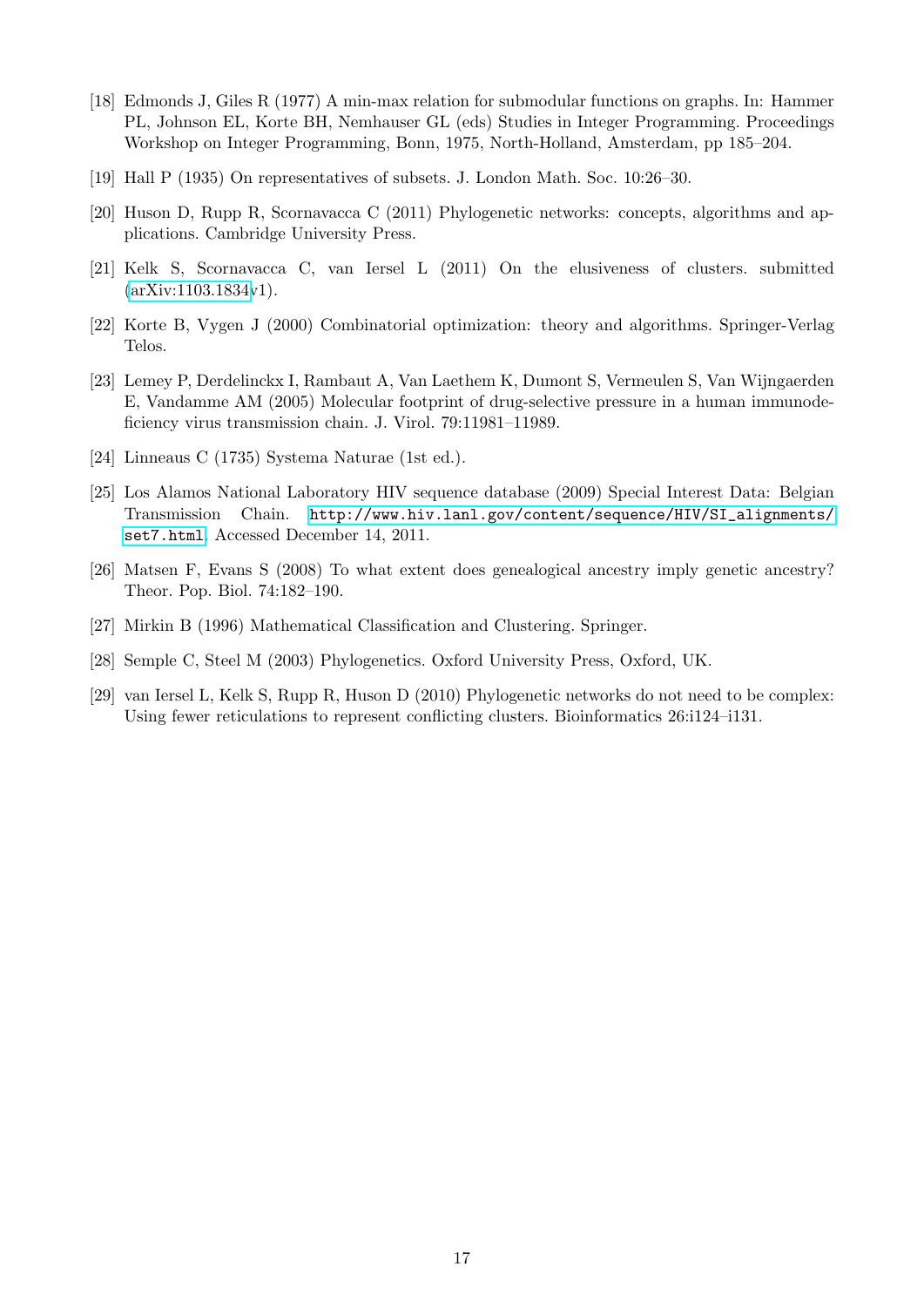[18] Edmonds J, Giles R (1977) A min-max relation for submodular functions on graphs. In: Hammer PL, Johnson EL, Korte BH, Nemhauser GL (eds) Studies in Integer Programming. Proceedings Workshop on Integer Programming, Bonn, 1975, North-Holland, Amsterdam, pp 185–204.

[19] Hall P (1935) On representatives of subsets. J. London Math. Soc. 10:26–30.

[20] Huson D, Rupp R, Scornavacca C (2011) Phylogenetic networks: concepts, algorithms and applications. Cambridge University Press.

[21] Kelk S, Scornavacca C, van Iersel L (2011) On the elusiveness of clusters. submitted (arXiv:1103.1834v1).

[22] Korte B, Vygen J (2000) Combinatorial optimization: theory and algorithms. Springer-Verlag Telos.

[23] Lemey P, Derdelinckx I, Rambaut A, Van Laethem K, Dumont S, Vermeulen S, Van Wijngaerden E, Vandamme AM (2005) Molecular footprint of drug-selective pressure in a human immunodeficiency virus transmission chain. J. Virol. 79:11981–11989.

[24] Linneaus C (1735) Systema Naturae (1st ed.).

[25] Los Alamos National Laboratory HIV sequence database (2009) Special Interest Data: Belgian Transmission Chain. http://www.hiv.lanl.gov/content/sequence/HIV/SI_alignments/set7.html. Accessed December 14, 2011.

[26] Matsen F, Evans S (2008) To what extent does genealogical ancestry imply genetic ancestry? Theor. Pop. Biol. 74:182–190.

[27] Mirkin B (1996) Mathematical Classification and Clustering. Springer.

[28] Semple C, Steel M (2003) Phylogenetics. Oxford University Press, Oxford, UK.

[29] van Iersel L, Kelk S, Rupp R, Huson D (2010) Phylogenetic networks do not need to be complex: Using fewer reticulations to represent conflicting clusters. Bioinformatics 26:i124–i131.